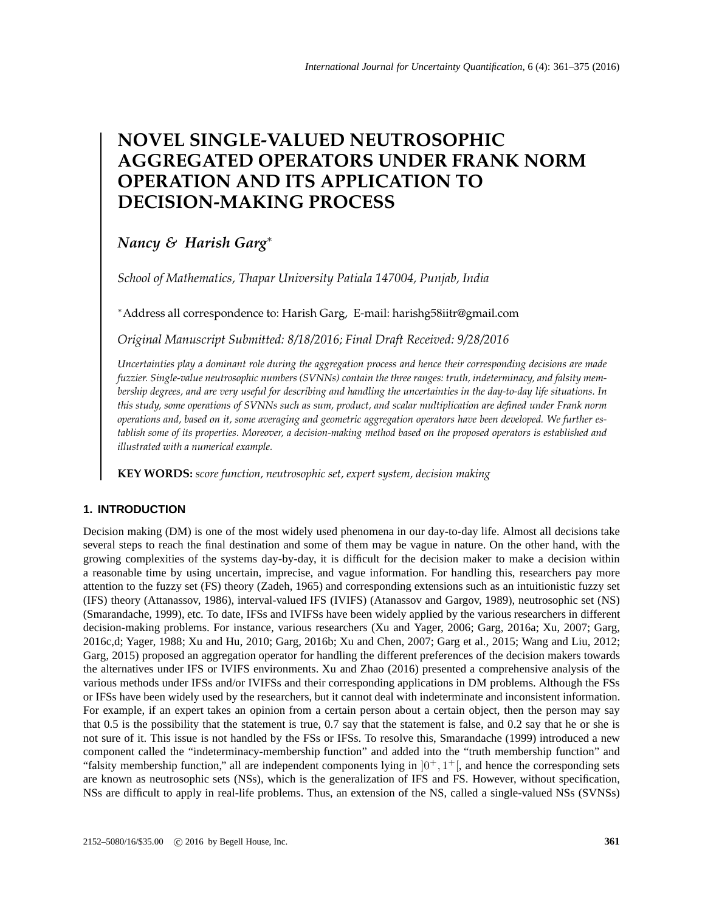# NOVEL SINGLE-VALUED NEUTROSOPHIC AGGREGATED OPERATORS UNDER FRANK NORM OPERATION AND ITS APPLICATION TO DECISION-MAKING PROCESS

***Nancy & Harish Garg****

*School of Mathematics, Thapar University Patiala 147004, Punjab, India*

*Address all correspondence to: Harish Garg, E-mail: harishg58iitr@gmail.com

*Original Manuscript Submitted: 8/18/2016; Final Draft Received: 9/28/2016*

*Uncertainties play a dominant role during the aggregation process and hence their corresponding decisions are made fuzzier. Single-value neutrosophic numbers (SVNNs) contain the three ranges: truth, indeterminacy, and falsity membership degrees, and are very useful for describing and handling the uncertainties in the day-to-day life situations. In this study, some operations of SVNNs such as sum, product, and scalar multiplication are defined under Frank norm operations and, based on it, some averaging and geometric aggregation operators have been developed. We further establish some of its properties. Moreover, a decision-making method based on the proposed operators is established and illustrated with a numerical example.*

**KEY WORDS:** *score function, neutrosophic set, expert system, decision making*

## 1. INTRODUCTION

Decision making (DM) is one of the most widely used phenomena in our day-to-day life. Almost all decisions take several steps to reach the final destination and some of them may be vague in nature. On the other hand, with the growing complexities of the systems day-by-day, it is difficult for the decision maker to make a decision within a reasonable time by using uncertain, imprecise, and vague information. For handling this, researchers pay more attention to the fuzzy set (FS) theory (Zadeh, 1965) and corresponding extensions such as an intuitionistic fuzzy set (IFS) theory (Attanassov, 1986), interval-valued IFS (IVIFS) (Atanassov and Gargov, 1989), neutrosophic set (NS) (Smarandache, 1999), etc. To date, IFSs and IVIFSs have been widely applied by the various researchers in different decision-making problems. For instance, various researchers (Xu and Yager, 2006; Garg, 2016a; Xu, 2007; Garg, 2016c,d; Yager, 1988; Xu and Hu, 2010; Garg, 2016b; Xu and Chen, 2007; Garg et al., 2015; Wang and Liu, 2012; Garg, 2015) proposed an aggregation operator for handling the different preferences of the decision makers towards the alternatives under IFS or IVIFS environments. Xu and Zhao (2016) presented a comprehensive analysis of the various methods under IFSs and/or IVIFSs and their corresponding applications in DM problems. Although the FSs or IFSs have been widely used by the researchers, but it cannot deal with indeterminate and inconsistent information. For example, if an expert takes an opinion from a certain person about a certain object, then the person may say that 0.5 is the possibility that the statement is true, 0.7 say that the statement is false, and 0.2 say that he or she is not sure of it. This issue is not handled by the FSs or IFSs. To resolve this, Smarandache (1999) introduced a new component called the "indeterminacy-membership function" and added into the "truth membership function" and "falsity membership function," all are independent components lying in $]0^+, 1^+[$, and hence the corresponding sets are known as neutrosophic sets (NSs), which is the generalization of IFS and FS. However, without specification, NSs are difficult to apply in real-life problems. Thus, an extension of the NS, called a single-valued NSs (SVNSs)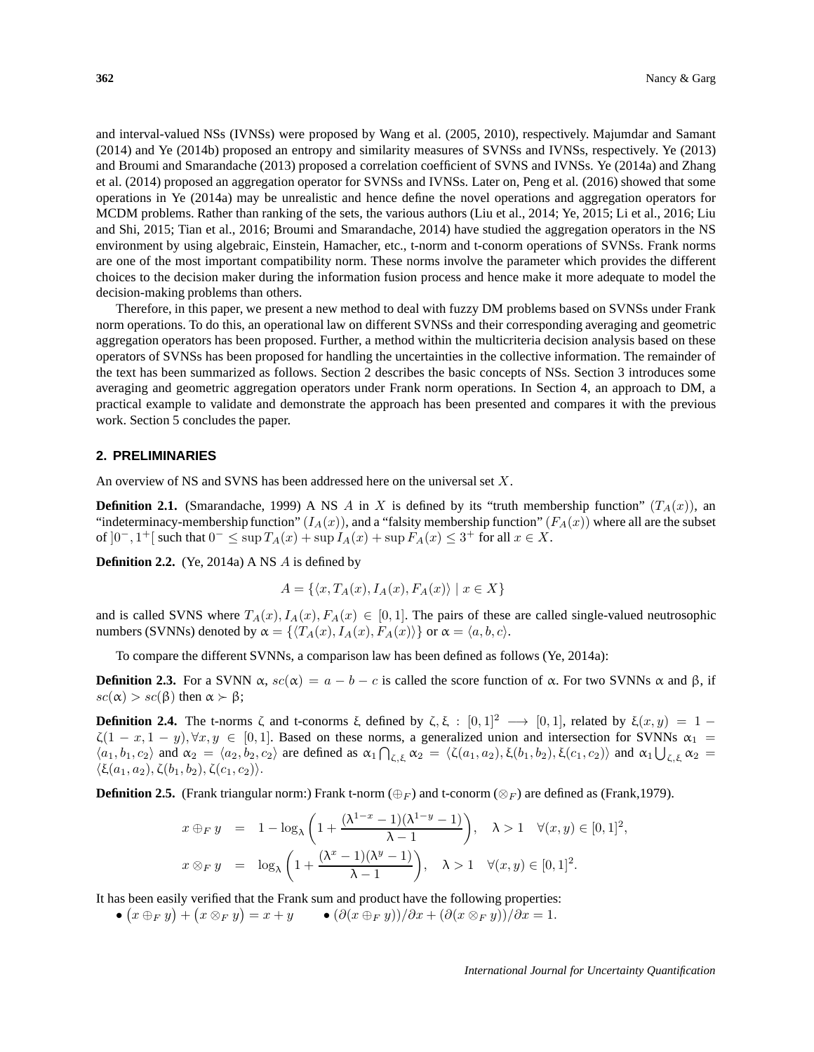and interval-valued NSs (IVNSs) were proposed by Wang et al. (2005, 2010), respectively. Majumdar and Samant (2014) and Ye (2014b) proposed an entropy and similarity measures of SVNSs and IVNSs, respectively. Ye (2013) and Broumi and Smarandache (2013) proposed a correlation coefficient of SVNS and IVNSs. Ye (2014a) and Zhang et al. (2014) proposed an aggregation operator for SVNSs and IVNSs. Later on, Peng et al. (2016) showed that some operations in Ye (2014a) may be unrealistic and hence define the novel operations and aggregation operators for MCDM problems. Rather than ranking of the sets, the various authors (Liu et al., 2014; Ye, 2015; Li et al., 2016; Liu and Shi, 2015; Tian et al., 2016; Broumi and Smarandache, 2014) have studied the aggregation operators in the NS environment by using algebraic, Einstein, Hamacher, etc., t-norm and t-conorm operations of SVNSs. Frank norms are one of the most important compatibility norm. These norms involve the parameter which provides the different choices to the decision maker during the information fusion process and hence make it more adequate to model the decision-making problems than others.

Therefore, in this paper, we present a new method to deal with fuzzy DM problems based on SVNSs under Frank norm operations. To do this, an operational law on different SVNSs and their corresponding averaging and geometric aggregation operators has been proposed. Further, a method within the multicriteria decision analysis based on these operators of SVNSs has been proposed for handling the uncertainties in the collective information. The remainder of the text has been summarized as follows. Section 2 describes the basic concepts of NSs. Section 3 introduces some averaging and geometric aggregation operators under Frank norm operations. In Section 4, an approach to DM, a practical example to validate and demonstrate the approach has been presented and compares it with the previous work. Section 5 concludes the paper.

## 2. PRELIMINARIES

An overview of NS and SVNS has been addressed here on the universal set $X$.

**Definition 2.1.** (Smarandache, 1999) A NS $A$ in $X$ is defined by its "truth membership function" ($T_A(x)$), an "indeterminacy-membership function" ($I_A(x)$), and a "falsity membership function" ($F_A(x)$) where all are the subset of $]0^-, 1^+[$ such that $0^- \leq \sup T_A(x) + \sup I_A(x) + \sup F_A(x) \leq 3^+$ for all $x \in X$.

**Definition 2.2.** (Ye, 2014a) A NS $A$ is defined by

$$A = \{\langle x, T_A(x), I_A(x), F_A(x)\rangle \mid x \in X\}$$

and is called SVNS where $T_A(x), I_A(x), F_A(x) \in [0, 1]$. The pairs of these are called single-valued neutrosophic numbers (SVNNs) denoted by $\alpha = \{\langle T_A(x), I_A(x), F_A(x)\rangle\}$ or $\alpha = \langle a, b, c\rangle$.

To compare the different SVNNs, a comparison law has been defined as follows (Ye, 2014a):

**Definition 2.3.** For a SVNN $\alpha$, $sc(\alpha) = a - b - c$ is called the score function of $\alpha$. For two SVNNs $\alpha$ and $\beta$, if $sc(\alpha) > sc(\beta)$ then $\alpha \succ \beta$;

**Definition 2.4.** The t-norms $\zeta$ and t-conorms $\xi$ defined by $\zeta, \xi : [0,1]^2 \longrightarrow [0,1]$, related by $\xi(x,y) = 1 - \zeta(1-x, 1-y), \forall x, y \in [0,1]$. Based on these norms, a generalized union and intersection for SVNNs $\alpha_1 = \langle a_1, b_1, c_2\rangle$ and $\alpha_2 = \langle a_2, b_2, c_2\rangle$ are defined as $\alpha_1 \bigcap_{\zeta,\xi} \alpha_2 = \langle \zeta(a_1, a_2), \xi(b_1, b_2), \xi(c_1, c_2)\rangle$ and $\alpha_1 \bigcup_{\zeta,\xi} \alpha_2 = \langle \xi(a_1, a_2), \zeta(b_1, b_2), \zeta(c_1, c_2)\rangle$.

**Definition 2.5.** (Frank triangular norm:) Frank t-norm ($\oplus_F$) and t-conorm ($\otimes_F$) are defined as (Frank,1979).

$$\begin{aligned} x \oplus_F y &= 1 - \log_\lambda\left(1 + \frac{(\lambda^{1-x} - 1)(\lambda^{1-y} - 1)}{\lambda - 1}\right), \quad \lambda > 1 \quad \forall (x,y) \in [0,1]^2, \\ x \otimes_F y &= \log_\lambda\left(1 + \frac{(\lambda^{x} - 1)(\lambda^{y} - 1)}{\lambda - 1}\right), \quad \lambda > 1 \quad \forall (x,y) \in [0,1]^2. \end{aligned}$$

It has been easily verified that the Frank sum and product have the following properties:

- $\left(x \oplus_F y\right) + \left(x \otimes_F y\right) = x + y$
- $(\partial(x \oplus_F y))/\partial x + (\partial(x \otimes_F y))/\partial x = 1.$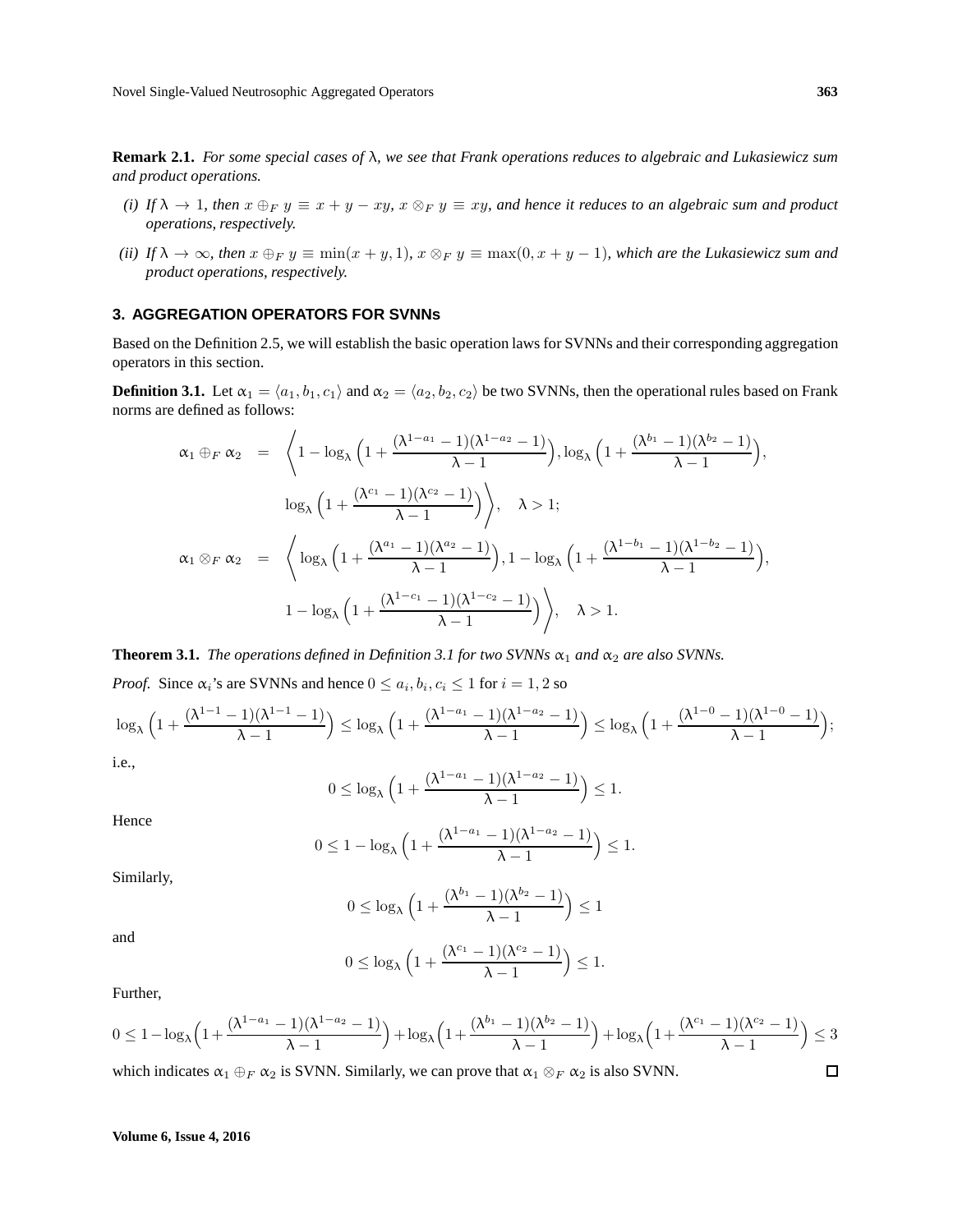**Remark 2.1.** *For some special cases of λ, we see that Frank operations reduces to algebraic and Lukasiewicz sum and product operations.*

*(i) If $\lambda \to 1$, then $x \oplus_F y \equiv x + y - xy$, $x \otimes_F y \equiv xy$, and hence it reduces to an algebraic sum and product operations, respectively.*

*(ii) If $\lambda \to \infty$, then $x \oplus_F y \equiv \min(x + y, 1)$, $x \otimes_F y \equiv \max(0, x + y - 1)$, which are the Lukasiewicz sum and product operations, respectively.*

## 3. AGGREGATION OPERATORS FOR SVNNs

Based on the Definition 2.5, we will establish the basic operation laws for SVNNs and their corresponding aggregation operators in this section.

**Definition 3.1.** Let $\alpha_1 = \langle a_1, b_1, c_1\rangle$ and $\alpha_2 = \langle a_2, b_2, c_2\rangle$ be two SVNNs, then the operational rules based on Frank norms are defined as follows:

$$
\begin{aligned}
\alpha_1 \oplus_F \alpha_2 &= \left\langle 1 - \log_\lambda\Big(1 + \frac{(\lambda^{1-a_1} - 1)(\lambda^{1-a_2} - 1)}{\lambda - 1}\Big), \log_\lambda\Big(1 + \frac{(\lambda^{b_1} - 1)(\lambda^{b_2} - 1)}{\lambda - 1}\Big), \right.\\
&\qquad \left. \log_\lambda\Big(1 + \frac{(\lambda^{c_1} - 1)(\lambda^{c_2} - 1)}{\lambda - 1}\Big)\right\rangle, \quad \lambda > 1;\\
\alpha_1 \otimes_F \alpha_2 &= \left\langle \log_\lambda\Big(1 + \frac{(\lambda^{a_1} - 1)(\lambda^{a_2} - 1)}{\lambda - 1}\Big), 1 - \log_\lambda\Big(1 + \frac{(\lambda^{1-b_1} - 1)(\lambda^{1-b_2} - 1)}{\lambda - 1}\Big), \right.\\
&\qquad \left. 1 - \log_\lambda\Big(1 + \frac{(\lambda^{1-c_1} - 1)(\lambda^{1-c_2} - 1)}{\lambda - 1}\Big)\right\rangle, \quad \lambda > 1.
\end{aligned}
$$

**Theorem 3.1.** *The operations defined in Definition 3.1 for two SVNNs $\alpha_1$ and $\alpha_2$ are also SVNNs.*

*Proof.* Since $\alpha_i$'s are SVNNs and hence $0 \le a_i, b_i, c_i \le 1$ for $i = 1, 2$ so

$$
\log_\lambda\Big(1 + \frac{(\lambda^{1-1} - 1)(\lambda^{1-1} - 1)}{\lambda - 1}\Big) \le \log_\lambda\Big(1 + \frac{(\lambda^{1-a_1} - 1)(\lambda^{1-a_2} - 1)}{\lambda - 1}\Big) \le \log_\lambda\Big(1 + \frac{(\lambda^{1-0} - 1)(\lambda^{1-0} - 1)}{\lambda - 1}\Big);
$$

i.e.,

$$
0 \le \log_\lambda\Big(1 + \frac{(\lambda^{1-a_1} - 1)(\lambda^{1-a_2} - 1)}{\lambda - 1}\Big) \le 1.
$$

Hence

$$
0 \le 1 - \log_\lambda\Big(1 + \frac{(\lambda^{1-a_1} - 1)(\lambda^{1-a_2} - 1)}{\lambda - 1}\Big) \le 1.
$$

Similarly,

$$
0 \le \log_\lambda\Big(1 + \frac{(\lambda^{b_1} - 1)(\lambda^{b_2} - 1)}{\lambda - 1}\Big) \le 1
$$

and

$$
0 \le \log_\lambda\Big(1 + \frac{(\lambda^{c_1} - 1)(\lambda^{c_2} - 1)}{\lambda - 1}\Big) \le 1.
$$

Further,

$$
0 \le 1 - \log_\lambda\Big(1 + \frac{(\lambda^{1-a_1} - 1)(\lambda^{1-a_2} - 1)}{\lambda - 1}\Big) + \log_\lambda\Big(1 + \frac{(\lambda^{b_1} - 1)(\lambda^{b_2} - 1)}{\lambda - 1}\Big) + \log_\lambda\Big(1 + \frac{(\lambda^{c_1} - 1)(\lambda^{c_2} - 1)}{\lambda - 1}\Big) \le 3
$$

which indicates $\alpha_1 \oplus_F \alpha_2$ is SVNN. Similarly, we can prove that $\alpha_1 \otimes_F \alpha_2$ is also SVNN. □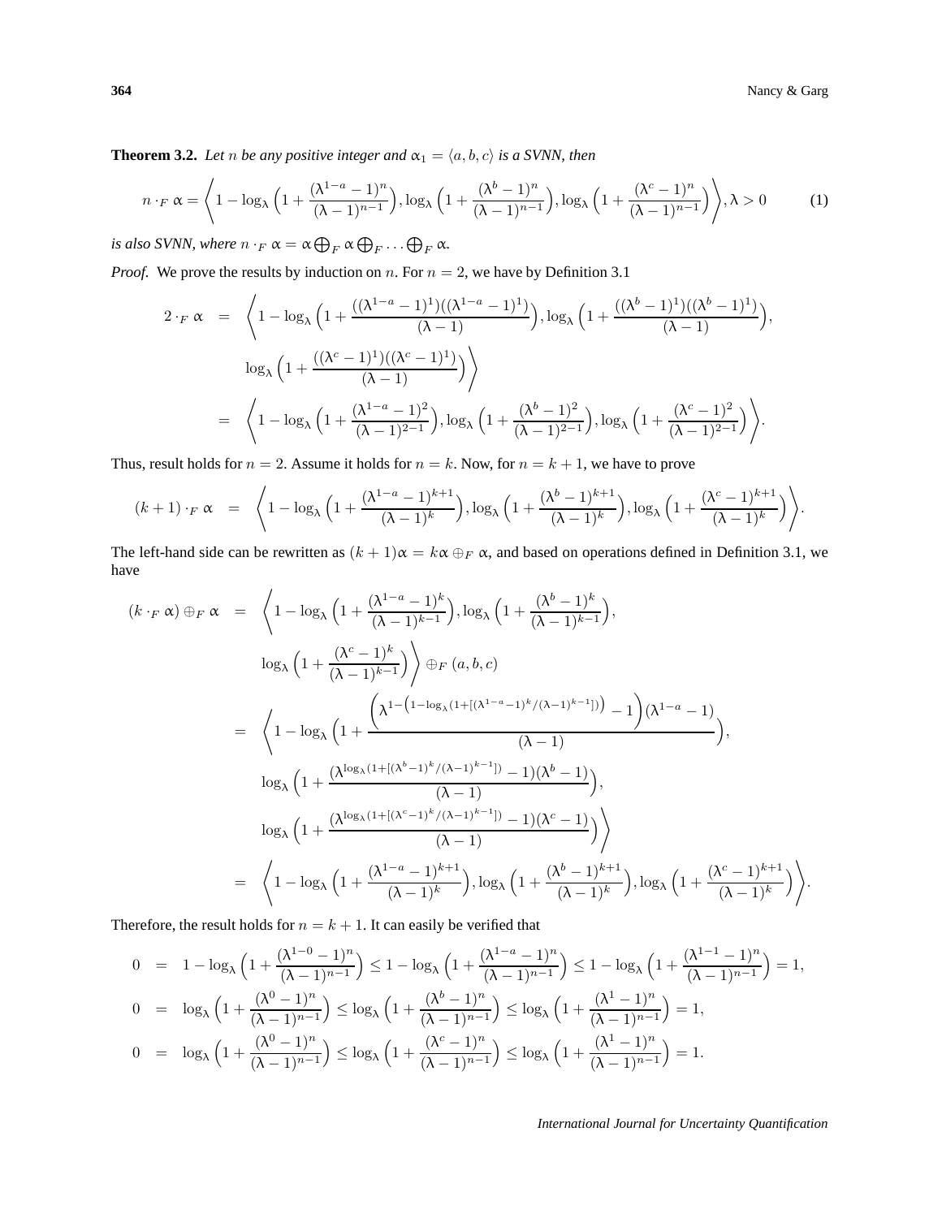**Theorem 3.2.** *Let $n$ be any positive integer and $\alpha_1 = \langle a, b, c\rangle$ is a SVNN, then*

$$n \cdot_F \alpha = \left\langle 1 - \log_\lambda\Big(1 + \frac{(\lambda^{1-a}-1)^n}{(\lambda-1)^{n-1}}\Big), \log_\lambda\Big(1 + \frac{(\lambda^{b}-1)^n}{(\lambda-1)^{n-1}}\Big), \log_\lambda\Big(1 + \frac{(\lambda^{c}-1)^n}{(\lambda-1)^{n-1}}\Big)\right\rangle, \lambda > 0 \tag{1}$$

*is also SVNN, where $n \cdot_F \alpha = \alpha \bigoplus_F \alpha \bigoplus_F \ldots \bigoplus_F \alpha$.*

*Proof.* We prove the results by induction on $n$. For $n = 2$, we have by Definition 3.1

$$\begin{aligned}
2 \cdot_F \alpha &= \left\langle 1 - \log_\lambda\Big(1 + \frac{((\lambda^{1-a}-1)^1)((\lambda^{1-a}-1)^1)}{(\lambda-1)}\Big), \log_\lambda\Big(1 + \frac{((\lambda^{b}-1)^1)((\lambda^{b}-1)^1)}{(\lambda-1)}\Big),\right. \\
&\qquad \left.\log_\lambda\Big(1 + \frac{((\lambda^{c}-1)^1)((\lambda^{c}-1)^1)}{(\lambda-1)}\Big)\right\rangle \\
&= \left\langle 1 - \log_\lambda\Big(1 + \frac{(\lambda^{1-a}-1)^2}{(\lambda-1)^{2-1}}\Big), \log_\lambda\Big(1 + \frac{(\lambda^{b}-1)^2}{(\lambda-1)^{2-1}}\Big), \log_\lambda\Big(1 + \frac{(\lambda^{c}-1)^2}{(\lambda-1)^{2-1}}\Big)\right\rangle.
\end{aligned}$$

Thus, result holds for $n = 2$. Assume it holds for $n = k$. Now, for $n = k + 1$, we have to prove

$$(k+1) \cdot_F \alpha = \left\langle 1 - \log_\lambda\Big(1 + \frac{(\lambda^{1-a}-1)^{k+1}}{(\lambda-1)^{k}}\Big), \log_\lambda\Big(1 + \frac{(\lambda^{b}-1)^{k+1}}{(\lambda-1)^{k}}\Big), \log_\lambda\Big(1 + \frac{(\lambda^{c}-1)^{k+1}}{(\lambda-1)^{k}}\Big)\right\rangle.$$

The left-hand side can be rewritten as $(k+1)\alpha = k\alpha \oplus_F \alpha$, and based on operations defined in Definition 3.1, we have

$$\begin{aligned}
(k \cdot_F \alpha) \oplus_F \alpha &= \left\langle 1 - \log_\lambda\Big(1 + \frac{(\lambda^{1-a}-1)^k}{(\lambda-1)^{k-1}}\Big), \log_\lambda\Big(1 + \frac{(\lambda^{b}-1)^k}{(\lambda-1)^{k-1}}\Big),\right. \\
&\qquad \left.\log_\lambda\Big(1 + \frac{(\lambda^{c}-1)^k}{(\lambda-1)^{k-1}}\Big)\right\rangle \oplus_F (a, b, c) \\
&= \left\langle 1 - \log_\lambda\Big(1 + \frac{\Big(\lambda^{1-\left(1-\log_\lambda(1+[(\lambda^{1-a}-1)^k/(\lambda-1)^{k-1}])\right)} - 1\Big)(\lambda^{1-a}-1)}{(\lambda-1)}\Big),\right. \\
&\qquad \log_\lambda\Big(1 + \frac{(\lambda^{\log_\lambda(1+[(\lambda^{b}-1)^k/(\lambda-1)^{k-1}])} - 1)(\lambda^{b}-1)}{(\lambda-1)}\Big), \\
&\qquad \left.\log_\lambda\Big(1 + \frac{(\lambda^{\log_\lambda(1+[(\lambda^{c}-1)^k/(\lambda-1)^{k-1}])} - 1)(\lambda^{c}-1)}{(\lambda-1)}\Big)\right\rangle \\
&= \left\langle 1 - \log_\lambda\Big(1 + \frac{(\lambda^{1-a}-1)^{k+1}}{(\lambda-1)^{k}}\Big), \log_\lambda\Big(1 + \frac{(\lambda^{b}-1)^{k+1}}{(\lambda-1)^{k}}\Big), \log_\lambda\Big(1 + \frac{(\lambda^{c}-1)^{k+1}}{(\lambda-1)^{k}}\Big)\right\rangle.
\end{aligned}$$

Therefore, the result holds for $n = k + 1$. It can easily be verified that

$$\begin{aligned}
0 &= 1 - \log_\lambda\Big(1 + \frac{(\lambda^{1-0}-1)^n}{(\lambda-1)^{n-1}}\Big) \leq 1 - \log_\lambda\Big(1 + \frac{(\lambda^{1-a}-1)^n}{(\lambda-1)^{n-1}}\Big) \leq 1 - \log_\lambda\Big(1 + \frac{(\lambda^{1-1}-1)^n}{(\lambda-1)^{n-1}}\Big) = 1, \\
0 &= \log_\lambda\Big(1 + \frac{(\lambda^{0}-1)^n}{(\lambda-1)^{n-1}}\Big) \leq \log_\lambda\Big(1 + \frac{(\lambda^{b}-1)^n}{(\lambda-1)^{n-1}}\Big) \leq \log_\lambda\Big(1 + \frac{(\lambda^{1}-1)^n}{(\lambda-1)^{n-1}}\Big) = 1, \\
0 &= \log_\lambda\Big(1 + \frac{(\lambda^{0}-1)^n}{(\lambda-1)^{n-1}}\Big) \leq \log_\lambda\Big(1 + \frac{(\lambda^{c}-1)^n}{(\lambda-1)^{n-1}}\Big) \leq \log_\lambda\Big(1 + \frac{(\lambda^{1}-1)^n}{(\lambda-1)^{n-1}}\Big) = 1.
\end{aligned}$$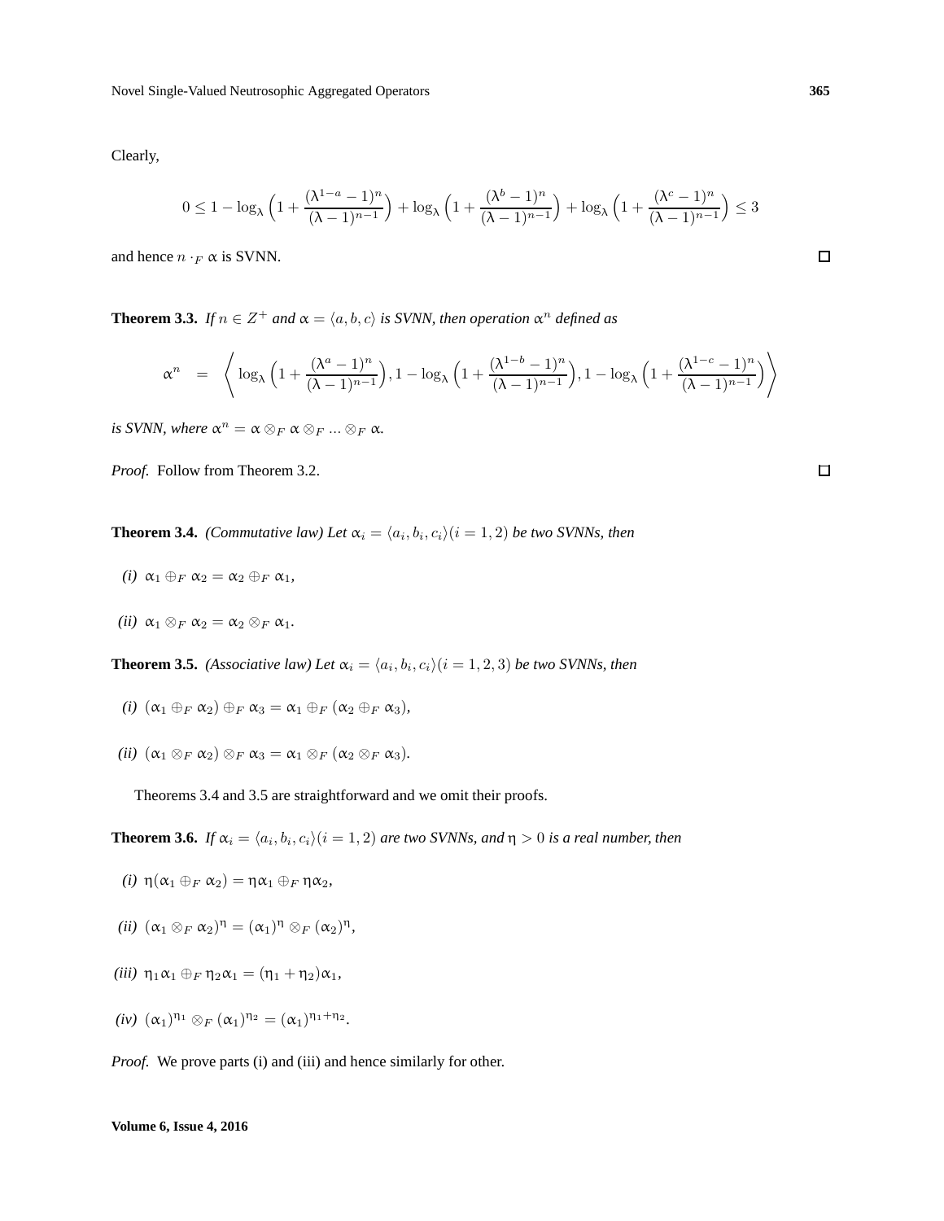Clearly,

$$0 \leq 1 - \log_{\lambda}\left(1 + \frac{(\lambda^{1-a} - 1)^n}{(\lambda - 1)^{n-1}}\right) + \log_{\lambda}\left(1 + \frac{(\lambda^{b} - 1)^n}{(\lambda - 1)^{n-1}}\right) + \log_{\lambda}\left(1 + \frac{(\lambda^{c} - 1)^n}{(\lambda - 1)^{n-1}}\right) \leq 3$$

and hence $n \cdot_F \alpha$ is SVNN. □

**Theorem 3.3.** *If $n \in Z^+$ and $\alpha = \langle a, b, c \rangle$ is SVNN, then operation $\alpha^n$ defined as*

$$\alpha^n = \left\langle \log_{\lambda}\left(1 + \frac{(\lambda^{a} - 1)^n}{(\lambda - 1)^{n-1}}\right), 1 - \log_{\lambda}\left(1 + \frac{(\lambda^{1-b} - 1)^n}{(\lambda - 1)^{n-1}}\right), 1 - \log_{\lambda}\left(1 + \frac{(\lambda^{1-c} - 1)^n}{(\lambda - 1)^{n-1}}\right) \right\rangle$$

*is SVNN, where $\alpha^n = \alpha \otimes_F \alpha \otimes_F \ldots \otimes_F \alpha$.*

*Proof.* Follow from Theorem 3.2. □

**Theorem 3.4.** *(Commutative law) Let $\alpha_i = \langle a_i, b_i, c_i \rangle (i = 1, 2)$ be two SVNNs, then*

*(i)* $\alpha_1 \oplus_F \alpha_2 = \alpha_2 \oplus_F \alpha_1$,

*(ii)* $\alpha_1 \otimes_F \alpha_2 = \alpha_2 \otimes_F \alpha_1$.

**Theorem 3.5.** *(Associative law) Let $\alpha_i = \langle a_i, b_i, c_i \rangle (i = 1, 2, 3)$ be two SVNNs, then*

*(i)* $(\alpha_1 \oplus_F \alpha_2) \oplus_F \alpha_3 = \alpha_1 \oplus_F (\alpha_2 \oplus_F \alpha_3)$,

*(ii)* $(\alpha_1 \otimes_F \alpha_2) \otimes_F \alpha_3 = \alpha_1 \otimes_F (\alpha_2 \otimes_F \alpha_3)$.

Theorems 3.4 and 3.5 are straightforward and we omit their proofs.

**Theorem 3.6.** *If $\alpha_i = \langle a_i, b_i, c_i \rangle (i = 1, 2)$ are two SVNNs, and $\eta > 0$ is a real number, then*

*(i)* $\eta(\alpha_1 \oplus_F \alpha_2) = \eta\alpha_1 \oplus_F \eta\alpha_2$,

*(ii)* $(\alpha_1 \otimes_F \alpha_2)^{\eta} = (\alpha_1)^{\eta} \otimes_F (\alpha_2)^{\eta}$,

*(iii)* $\eta_1\alpha_1 \oplus_F \eta_2\alpha_1 = (\eta_1 + \eta_2)\alpha_1$,

*(iv)* $(\alpha_1)^{\eta_1} \otimes_F (\alpha_1)^{\eta_2} = (\alpha_1)^{\eta_1 + \eta_2}$.

*Proof.* We prove parts (i) and (iii) and hence similarly for other.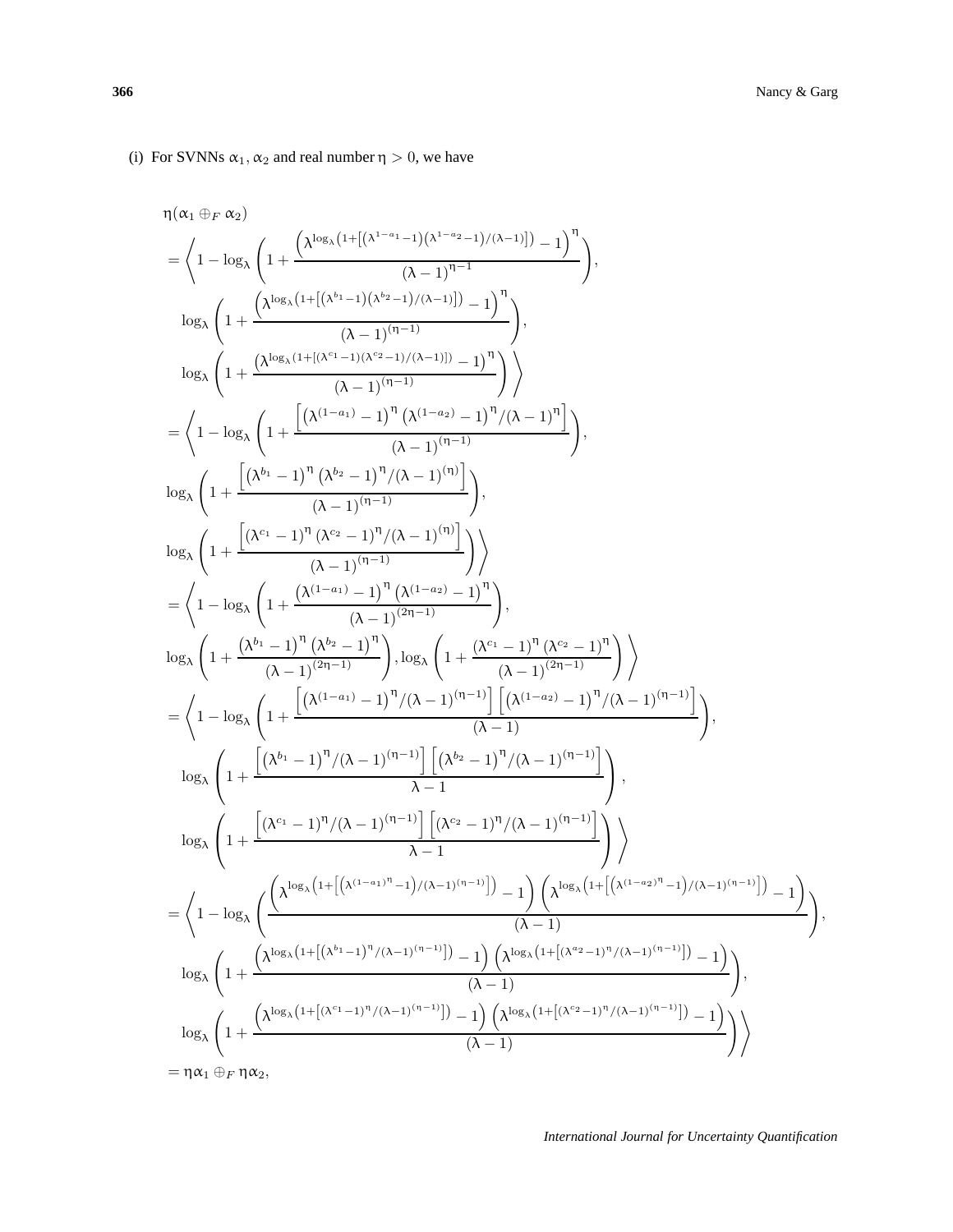(i) For SVNNs $\alpha_1, \alpha_2$ and real number $\eta > 0$, we have

$$
\begin{aligned}
&\eta(\alpha_1 \oplus_F \alpha_2) \\
&= \left\langle 1 - \log_\lambda\left(1 + \frac{\left(\lambda^{\log_\lambda\left(1+\left[\left(\lambda^{1-a_1}-1\right)\left(\lambda^{1-a_2}-1\right)/(\lambda-1)\right]\right)} - 1\right)^{\eta}}{(\lambda-1)^{\eta-1}}\right),\right. \\
&\quad \log_\lambda\left(1 + \frac{\left(\lambda^{\log_\lambda\left(1+\left[\left(\lambda^{b_1}-1\right)\left(\lambda^{b_2}-1\right)/(\lambda-1)\right]\right)} - 1\right)^{\eta}}{(\lambda-1)^{(\eta-1)}}\right), \\
&\quad \left.\log_\lambda\left(1 + \frac{\left(\lambda^{\log_\lambda\left(1+\left[\left(\lambda^{c_1}-1\right)\left(\lambda^{c_2}-1\right)/(\lambda-1)\right]\right)} - 1\right)^{\eta}}{(\lambda-1)^{(\eta-1)}}\right)\right\rangle \\
&= \left\langle 1 - \log_\lambda\left(1 + \frac{\left[\left(\lambda^{(1-a_1)}-1\right)^{\eta}\left(\lambda^{(1-a_2)}-1\right)^{\eta}/(\lambda-1)^{\eta}\right]}{(\lambda-1)^{(\eta-1)}}\right),\right. \\
&\quad \log_\lambda\left(1 + \frac{\left[\left(\lambda^{b_1}-1\right)^{\eta}\left(\lambda^{b_2}-1\right)^{\eta}/(\lambda-1)^{(\eta)}\right]}{(\lambda-1)^{(\eta-1)}}\right), \\
&\quad \left.\log_\lambda\left(1 + \frac{\left[\left(\lambda^{c_1}-1\right)^{\eta}\left(\lambda^{c_2}-1\right)^{\eta}/(\lambda-1)^{(\eta)}\right]}{(\lambda-1)^{(\eta-1)}}\right)\right\rangle \\
&= \left\langle 1 - \log_\lambda\left(1 + \frac{\left(\lambda^{(1-a_1)}-1\right)^{\eta}\left(\lambda^{(1-a_2)}-1\right)^{\eta}}{(\lambda-1)^{(2\eta-1)}}\right),\right. \\
&\quad \left.\log_\lambda\left(1 + \frac{\left(\lambda^{b_1}-1\right)^{\eta}\left(\lambda^{b_2}-1\right)^{\eta}}{(\lambda-1)^{(2\eta-1)}}\right), \log_\lambda\left(1 + \frac{\left(\lambda^{c_1}-1\right)^{\eta}\left(\lambda^{c_2}-1\right)^{\eta}}{(\lambda-1)^{(2\eta-1)}}\right)\right\rangle \\
&= \left\langle 1 - \log_\lambda\left(1 + \frac{\left[\left(\lambda^{(1-a_1)}-1\right)^{\eta}/(\lambda-1)^{(\eta-1)}\right]\left[\left(\lambda^{(1-a_2)}-1\right)^{\eta}/(\lambda-1)^{(\eta-1)}\right]}{(\lambda-1)}\right),\right. \\
&\quad \log_\lambda\left(1 + \frac{\left[\left(\lambda^{b_1}-1\right)^{\eta}/(\lambda-1)^{(\eta-1)}\right]\left[\left(\lambda^{b_2}-1\right)^{\eta}/(\lambda-1)^{(\eta-1)}\right]}{\lambda-1}\right), \\
&\quad \left.\log_\lambda\left(1 + \frac{\left[\left(\lambda^{c_1}-1\right)^{\eta}/(\lambda-1)^{(\eta-1)}\right]\left[\left(\lambda^{c_2}-1\right)^{\eta}/(\lambda-1)^{(\eta-1)}\right]}{\lambda-1}\right)\right\rangle \\
&= \left\langle 1 - \log_\lambda\left(\frac{\left(\lambda^{\log_\lambda\left(1+\left[\left(\lambda^{(1-a_1)^{\eta}}-1\right)/(\lambda-1)^{(\eta-1)}\right]\right)} - 1\right)\left(\lambda^{\log_\lambda\left(1+\left[\left(\lambda^{(1-a_2)^{\eta}}-1\right)/(\lambda-1)^{(\eta-1)}\right]\right)} - 1\right)}{(\lambda-1)}\right),\right. \\
&\quad \log_\lambda\left(1 + \frac{\left(\lambda^{\log_\lambda\left(1+\left[\left(\lambda^{b_1}-1\right)^{\eta}/(\lambda-1)^{(\eta-1)}\right]\right)} - 1\right)\left(\lambda^{\log_\lambda\left(1+\left[\left(\lambda^{a_2}-1\right)^{\eta}/(\lambda-1)^{(\eta-1)}\right]\right)} - 1\right)}{(\lambda-1)}\right), \\
&\quad \left.\log_\lambda\left(1 + \frac{\left(\lambda^{\log_\lambda\left(1+\left[\left(\lambda^{c_1}-1\right)^{\eta}/(\lambda-1)^{(\eta-1)}\right]\right)} - 1\right)\left(\lambda^{\log_\lambda\left(1+\left[\left(\lambda^{c_2}-1\right)^{\eta}/(\lambda-1)^{(\eta-1)}\right]\right)} - 1\right)}{(\lambda-1)}\right)\right\rangle \\
&= \eta\alpha_1 \oplus_F \eta\alpha_2,
\end{aligned}
$$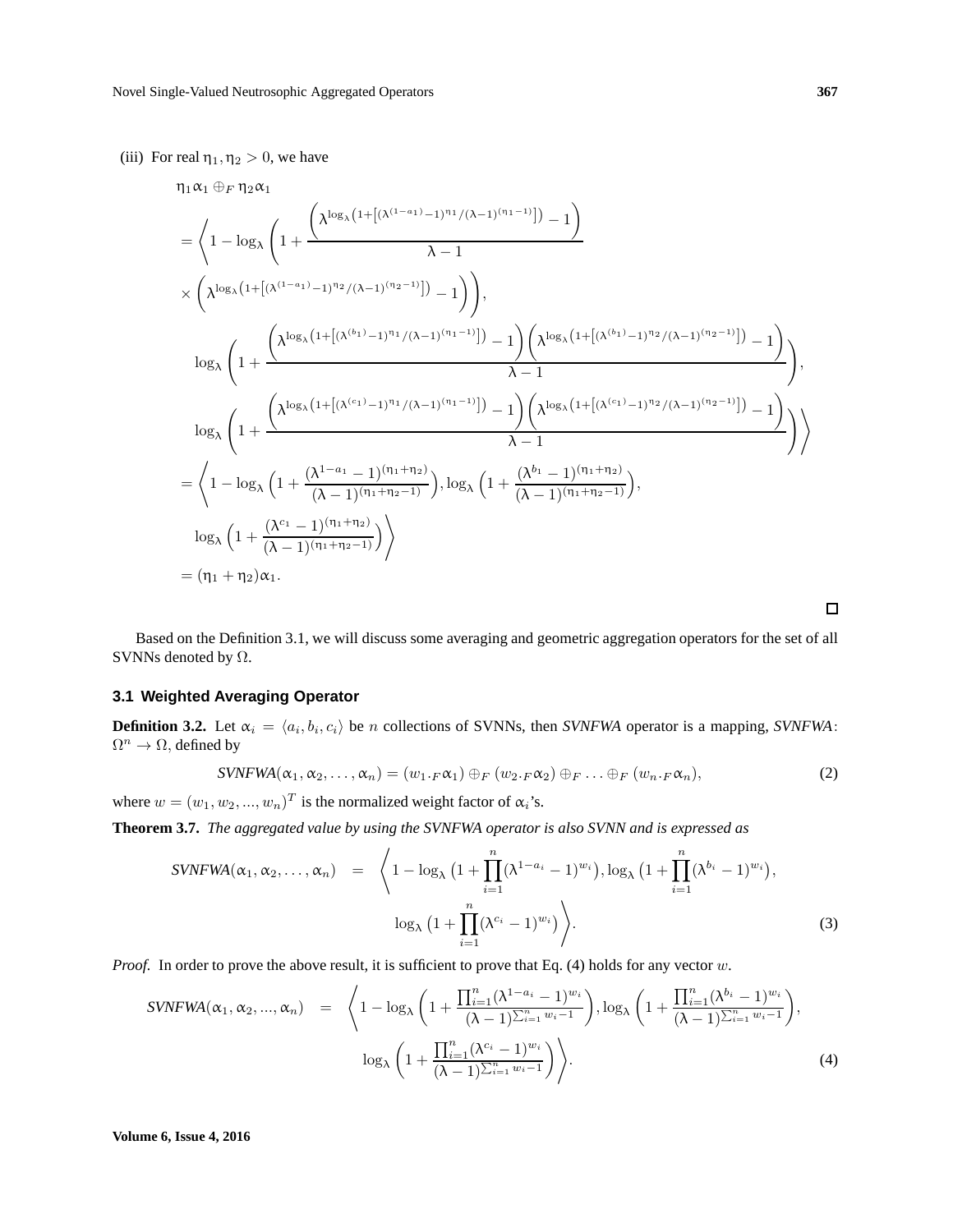(iii) For real $\eta_1, \eta_2 > 0$, we have

$$
\begin{aligned}
&\eta_1 \alpha_1 \oplus_F \eta_2 \alpha_1 \\
&= \Bigg\langle 1 - \log_\lambda \Bigg( 1 + \frac{\left(\lambda^{\log_\lambda\left(1+\left[(\lambda^{(1-a_1)}-1)^{\eta_1}/(\lambda-1)^{(\eta_1-1)}\right]\right)} - 1\right)}{\lambda - 1} \\
&\times \left(\lambda^{\log_\lambda\left(1+\left[(\lambda^{(1-a_1)}-1)^{\eta_2}/(\lambda-1)^{(\eta_2-1)}\right]\right)} - 1\right)\Bigg), \\
&\quad \log_\lambda \left( 1 + \frac{\left(\lambda^{\log_\lambda\left(1+\left[(\lambda^{(b_1)}-1)^{\eta_1}/(\lambda-1)^{(\eta_1-1)}\right]\right)} - 1\right)\left(\lambda^{\log_\lambda\left(1+\left[(\lambda^{(b_1)}-1)^{\eta_2}/(\lambda-1)^{(\eta_2-1)}\right]\right)} - 1\right)}{\lambda - 1} \right), \\
&\quad \log_\lambda \left( 1 + \frac{\left(\lambda^{\log_\lambda\left(1+\left[(\lambda^{(c_1)}-1)^{\eta_1}/(\lambda-1)^{(\eta_1-1)}\right]\right)} - 1\right)\left(\lambda^{\log_\lambda\left(1+\left[(\lambda^{(c_1)}-1)^{\eta_2}/(\lambda-1)^{(\eta_2-1)}\right]\right)} - 1\right)}{\lambda - 1} \right) \Bigg\rangle \\
&= \Bigg\langle 1 - \log_\lambda \Big( 1 + \frac{(\lambda^{1-a_1}-1)^{(\eta_1+\eta_2)}}{(\lambda-1)^{(\eta_1+\eta_2-1)}} \Big), \log_\lambda \Big( 1 + \frac{(\lambda^{b_1}-1)^{(\eta_1+\eta_2)}}{(\lambda-1)^{(\eta_1+\eta_2-1)}} \Big), \\
&\quad \log_\lambda \Big( 1 + \frac{(\lambda^{c_1}-1)^{(\eta_1+\eta_2)}}{(\lambda-1)^{(\eta_1+\eta_2-1)}} \Big) \Bigg\rangle \\
&= (\eta_1 + \eta_2)\alpha_1.
\end{aligned}
$$

□

Based on the Definition 3.1, we will discuss some averaging and geometric aggregation operators for the set of all SVNNs denoted by $\Omega$.

### 3.1 Weighted Averaging Operator

**Definition 3.2.** Let $\alpha_i = \langle a_i, b_i, c_i \rangle$ be $n$ collections of SVNNs, then *SVNFWA* operator is a mapping, *SVNFWA*: $\Omega^n \to \Omega$, defined by

$$
SVNFWA(\alpha_1, \alpha_2, \dots, \alpha_n) = (w_1 \cdot_F \alpha_1) \oplus_F (w_2 \cdot_F \alpha_2) \oplus_F \dots \oplus_F (w_n \cdot_F \alpha_n), \tag{2}
$$

where $w = (w_1, w_2, ..., w_n)^T$ is the normalized weight factor of $\alpha_i$'s.

**Theorem 3.7.** *The aggregated value by using the SVNFWA operator is also SVNN and is expressed as*

$$
\begin{aligned}
SVNFWA(\alpha_1, \alpha_2, \dots, \alpha_n) &= \Bigg\langle 1 - \log_\lambda \big(1 + \prod_{i=1}^{n} (\lambda^{1-a_i} - 1)^{w_i}\big), \log_\lambda \big(1 + \prod_{i=1}^{n} (\lambda^{b_i} - 1)^{w_i}\big), \\
&\qquad \log_\lambda \big(1 + \prod_{i=1}^{n} (\lambda^{c_i} - 1)^{w_i}\big) \Bigg\rangle.
\end{aligned} \tag{3}
$$

*Proof.* In order to prove the above result, it is sufficient to prove that Eq. (4) holds for any vector $w$.

$$
\begin{aligned}
SVNFWA(\alpha_1, \alpha_2, ..., \alpha_n) &= \Bigg\langle 1 - \log_\lambda \left( 1 + \frac{\prod_{i=1}^{n} (\lambda^{1-a_i} - 1)^{w_i}}{(\lambda - 1)^{\sum_{i=1}^{n} w_i - 1}} \right), \log_\lambda \left( 1 + \frac{\prod_{i=1}^{n} (\lambda^{b_i} - 1)^{w_i}}{(\lambda - 1)^{\sum_{i=1}^{n} w_i - 1}} \right), \\
&\qquad \log_\lambda \left( 1 + \frac{\prod_{i=1}^{n} (\lambda^{c_i} - 1)^{w_i}}{(\lambda - 1)^{\sum_{i=1}^{n} w_i - 1}} \right) \Bigg\rangle.
\end{aligned} \tag{4}
$$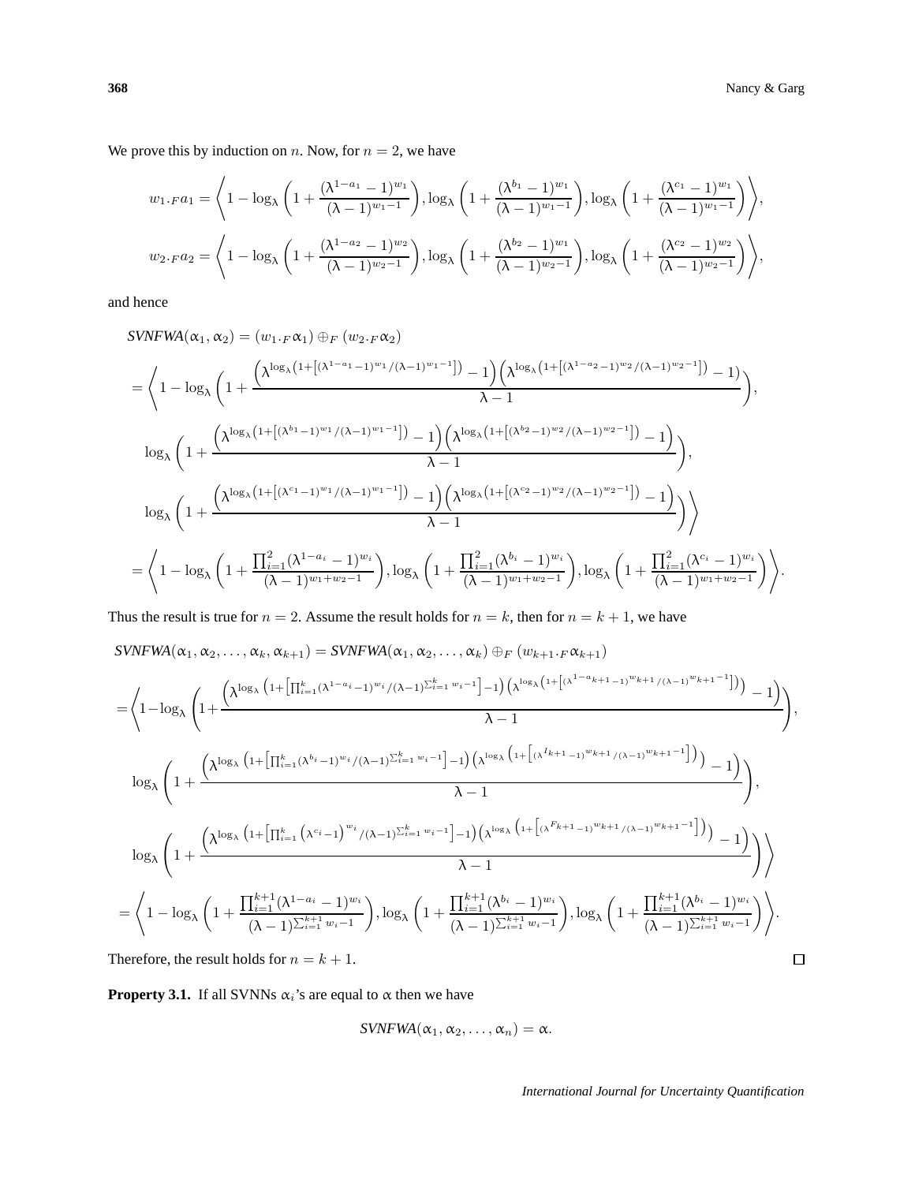We prove this by induction on $n$. Now, for $n = 2$, we have

$$w_1 \cdot_F a_1 = \left\langle 1 - \log_\lambda \left(1 + \frac{(\lambda^{1-a_1} - 1)^{w_1}}{(\lambda - 1)^{w_1 - 1}}\right), \log_\lambda \left(1 + \frac{(\lambda^{b_1} - 1)^{w_1}}{(\lambda - 1)^{w_1 - 1}}\right), \log_\lambda \left(1 + \frac{(\lambda^{c_1} - 1)^{w_1}}{(\lambda - 1)^{w_1 - 1}}\right)\right\rangle,$$

$$w_2 \cdot_F a_2 = \left\langle 1 - \log_\lambda \left(1 + \frac{(\lambda^{1-a_2} - 1)^{w_2}}{(\lambda - 1)^{w_2 - 1}}\right), \log_\lambda \left(1 + \frac{(\lambda^{b_2} - 1)^{w_1}}{(\lambda - 1)^{w_2 - 1}}\right), \log_\lambda \left(1 + \frac{(\lambda^{c_2} - 1)^{w_2}}{(\lambda - 1)^{w_2 - 1}}\right)\right\rangle,$$

and hence

$$\begin{aligned}
&SVNFWA(\alpha_1, \alpha_2) = (w_1 \cdot_F \alpha_1) \oplus_F (w_2 \cdot_F \alpha_2) \\
&= \left\langle 1 - \log_\lambda \left(1 + \frac{\left(\lambda^{\log_\lambda\left(1 + \left[(\lambda^{1-a_1} - 1)^{w_1}/(\lambda - 1)^{w_1 - 1}\right]\right)} - 1\right)\left(\lambda^{\log_\lambda\left(1 + \left[(\lambda^{1-a_2} - 1)^{w_2}/(\lambda - 1)^{w_2 - 1}\right]\right)} - 1\right)}{\lambda - 1}\right),\right. \\
&\quad \log_\lambda \left(1 + \frac{\left(\lambda^{\log_\lambda\left(1 + \left[(\lambda^{b_1} - 1)^{w_1}/(\lambda - 1)^{w_1 - 1}\right]\right)} - 1\right)\left(\lambda^{\log_\lambda\left(1 + \left[(\lambda^{b_2} - 1)^{w_2}/(\lambda - 1)^{w_2 - 1}\right]\right)} - 1\right)}{\lambda - 1}\right), \\
&\quad \left.\log_\lambda \left(1 + \frac{\left(\lambda^{\log_\lambda\left(1 + \left[(\lambda^{c_1} - 1)^{w_1}/(\lambda - 1)^{w_1 - 1}\right]\right)} - 1\right)\left(\lambda^{\log_\lambda\left(1 + \left[(\lambda^{c_2} - 1)^{w_2}/(\lambda - 1)^{w_2 - 1}\right]\right)} - 1\right)}{\lambda - 1}\right)\right\rangle \\
&= \left\langle 1 - \log_\lambda \left(1 + \frac{\prod_{i=1}^2 (\lambda^{1-a_i} - 1)^{w_i}}{(\lambda - 1)^{w_1 + w_2 - 1}}\right), \log_\lambda \left(1 + \frac{\prod_{i=1}^2 (\lambda^{b_i} - 1)^{w_i}}{(\lambda - 1)^{w_1 + w_2 - 1}}\right), \log_\lambda \left(1 + \frac{\prod_{i=1}^2 (\lambda^{c_i} - 1)^{w_i}}{(\lambda - 1)^{w_1 + w_2 - 1}}\right)\right\rangle.
\end{aligned}$$

Thus the result is true for $n = 2$. Assume the result holds for $n = k$, then for $n = k + 1$, we have

$$\begin{aligned}
&SVNFWA(\alpha_1, \alpha_2, \ldots, \alpha_k, \alpha_{k+1}) = SVNFWA(\alpha_1, \alpha_2, \ldots, \alpha_k) \oplus_F (w_{k+1} \cdot_F \alpha_{k+1}) \\
&= \left\langle 1 - \log_\lambda \left(1 + \frac{\left(\lambda^{\log_\lambda\left(1 + \left[\prod_{i=1}^k (\lambda^{1-a_i} - 1)^{w_i}/(\lambda - 1)^{\sum_{i=1}^k w_i - 1}\right]\right)} - 1\right)\left(\lambda^{\log_\lambda\left(1 + \left[(\lambda^{1-a_{k+1}} - 1)^{w_{k+1}}/(\lambda - 1)^{w_{k+1} - 1}\right]\right)} - 1\right)}{\lambda - 1}\right),\right. \\
&\quad \log_\lambda \left(1 + \frac{\left(\lambda^{\log_\lambda\left(1 + \left[\prod_{i=1}^k (\lambda^{b_i} - 1)^{w_i}/(\lambda - 1)^{\sum_{i=1}^k w_i - 1}\right]\right)} - 1\right)\left(\lambda^{\log_\lambda\left(1 + \left[(\lambda^{I_{k+1}} - 1)^{w_{k+1}}/(\lambda - 1)^{w_{k+1} - 1}\right]\right)} - 1\right)}{\lambda - 1}\right), \\
&\quad \left.\log_\lambda \left(1 + \frac{\left(\lambda^{\log_\lambda\left(1 + \left[\prod_{i=1}^k \left(\lambda^{c_i} - 1\right)^{w_i}/(\lambda - 1)^{\sum_{i=1}^k w_i - 1}\right]\right)} - 1\right)\left(\lambda^{\log_\lambda\left(1 + \left[(\lambda^{F_{k+1}} - 1)^{w_{k+1}}/(\lambda - 1)^{w_{k+1} - 1}\right]\right)} - 1\right)}{\lambda - 1}\right)\right\rangle \\
&= \left\langle 1 - \log_\lambda \left(1 + \frac{\prod_{i=1}^{k+1} (\lambda^{1-a_i} - 1)^{w_i}}{(\lambda - 1)^{\sum_{i=1}^{k+1} w_i - 1}}\right), \log_\lambda \left(1 + \frac{\prod_{i=1}^{k+1} (\lambda^{b_i} - 1)^{w_i}}{(\lambda - 1)^{\sum_{i=1}^{k+1} w_i - 1}}\right), \log_\lambda \left(1 + \frac{\prod_{i=1}^{k+1} (\lambda^{b_i} - 1)^{w_i}}{(\lambda - 1)^{\sum_{i=1}^{k+1} w_i - 1}}\right)\right\rangle.
\end{aligned}$$

Therefore, the result holds for $n = k + 1$. □

**Property 3.1.** If all SVNNs $\alpha_i$'s are equal to $\alpha$ then we have

$$SVNFWA(\alpha_1, \alpha_2, \ldots, \alpha_n) = \alpha.$$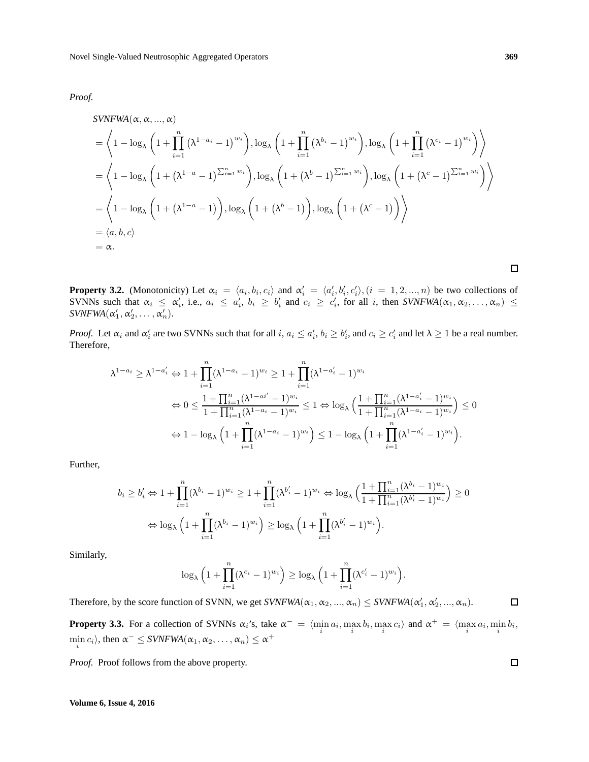*Proof.*

$$
\begin{aligned}
&\textit{SVNFWA}(\alpha, \alpha, ..., \alpha) \\
&= \left\langle 1 - \log_\lambda \left(1 + \prod_{i=1}^{n} \left(\lambda^{1-a_i} - 1\right)^{w_i}\right), \log_\lambda \left(1 + \prod_{i=1}^{n} \left(\lambda^{b_i} - 1\right)^{w_i}\right), \log_\lambda \left(1 + \prod_{i=1}^{n} \left(\lambda^{c_i} - 1\right)^{w_i}\right) \right\rangle \\
&= \left\langle 1 - \log_\lambda \left(1 + \left(\lambda^{1-a} - 1\right)^{\sum_{i=1}^{n} w_i}\right), \log_\lambda \left(1 + \left(\lambda^{b} - 1\right)^{\sum_{i=1}^{n} w_i}\right), \log_\lambda \left(1 + \left(\lambda^{c} - 1\right)^{\sum_{i=1}^{n} w_i}\right) \right\rangle \\
&= \left\langle 1 - \log_\lambda \left(1 + \left(\lambda^{1-a} - 1\right)\right), \log_\lambda \left(1 + \left(\lambda^{b} - 1\right)\right), \log_\lambda \left(1 + \left(\lambda^{c} - 1\right)\right) \right\rangle \\
&= \langle a, b, c \rangle \\
&= \alpha.
\end{aligned}
$$

□

**Property 3.2.** (Monotonicity) Let $\alpha_i = \langle a_i, b_i, c_i \rangle$ and $\alpha_i' = \langle a_i', b_i', c_i' \rangle, (i = 1, 2, ..., n)$ be two collections of SVNNs such that $\alpha_i \le \alpha_i'$, i.e., $a_i \le a_i'$, $b_i \ge b_i'$ and $c_i \ge c_i'$, for all $i$, then $\textit{SVNFWA}(\alpha_1, \alpha_2, \ldots, \alpha_n) \le \textit{SVNFWA}(\alpha_1', \alpha_2', \ldots, \alpha_n')$.

*Proof.* Let $\alpha_i$ and $\alpha_i'$ are two SVNNs such that for all $i$, $a_i \le a_i'$, $b_i \ge b_i'$, and $c_i \ge c_i'$ and let $\lambda \ge 1$ be a real number. Therefore,

$$
\begin{aligned}
\lambda^{1-a_i} \ge \lambda^{1-a_i'} &\Leftrightarrow 1 + \prod_{i=1}^{n} (\lambda^{1-a_i} - 1)^{w_i} \ge 1 + \prod_{i=1}^{n} (\lambda^{1-a_i'} - 1)^{w_i} \\
&\Leftrightarrow 0 \le \frac{1 + \prod_{i=1}^{n} (\lambda^{1-ai'} - 1)^{w_i}}{1 + \prod_{i=1}^{n} (\lambda^{1-a_i} - 1)^{w_i}} \le 1 \Leftrightarrow \log_\lambda \Big( \frac{1 + \prod_{i=1}^{n} (\lambda^{1-a_i'} - 1)^{w_i}}{1 + \prod_{i=1}^{n} (\lambda^{1-a_i} - 1)^{w_i}} \Big) \le 0 \\
&\Leftrightarrow 1 - \log_\lambda \Big( 1 + \prod_{i=1}^{n} (\lambda^{1-a_i} - 1)^{w_i} \Big) \le 1 - \log_\lambda \Big( 1 + \prod_{i=1}^{n} (\lambda^{1-a_i'} - 1)^{w_i} \Big).
\end{aligned}
$$

Further,

$$
\begin{aligned}
b_i \ge b_i' \Leftrightarrow 1 + \prod_{i=1}^{n} (\lambda^{b_i} - 1)^{w_i} \ge 1 + \prod_{i=1}^{n} (\lambda^{b_i'} - 1)^{w_i} &\Leftrightarrow \log_\lambda \Big( \frac{1 + \prod_{i=1}^{n} (\lambda^{b_i} - 1)^{w_i}}{1 + \prod_{i=1}^{n} (\lambda^{b_i'} - 1)^{w_i}} \Big) \ge 0 \\
\Leftrightarrow \log_\lambda \Big( 1 + \prod_{i=1}^{n} (\lambda^{b_i} - 1)^{w_i} \Big) \ge \log_\lambda \Big( 1 + \prod_{i=1}^{n} (\lambda^{b_i'} - 1)^{w_i} \Big).
\end{aligned}
$$

Similarly,

$$
\log_\lambda \Big( 1 + \prod_{i=1}^{n} (\lambda^{c_i} - 1)^{w_i} \Big) \ge \log_\lambda \Big( 1 + \prod_{i=1}^{n} (\lambda^{c_i'} - 1)^{w_i} \Big).
$$

Therefore, by the score function of SVNN, we get $\textit{SVNFWA}(\alpha_1, \alpha_2, ..., \alpha_n) \le \textit{SVNFWA}(\alpha_1', \alpha_2', ..., \alpha_n)$. □

**Property 3.3.** For a collection of SVNNs $\alpha_i$'s, take $\alpha^- = \langle \min_i a_i, \max_i b_i, \max_i c_i \rangle$ and $\alpha^+ = \langle \max_i a_i, \min_i b_i, \min_i c_i \rangle$, then $\alpha^- \le \textit{SVNFWA}(\alpha_1, \alpha_2, \ldots, \alpha_n) \le \alpha^+$

*Proof.* Proof follows from the above property. □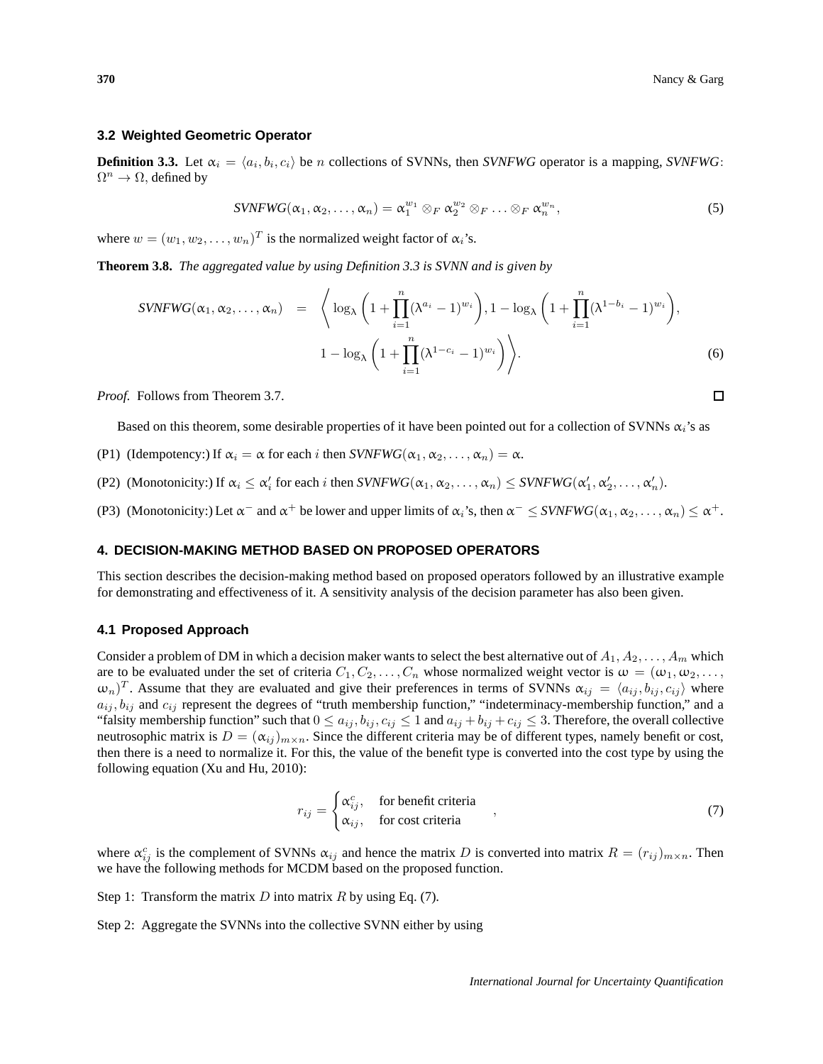### 3.2 Weighted Geometric Operator

**Definition 3.3.** Let $\alpha_i = \langle a_i, b_i, c_i \rangle$ be $n$ collections of SVNNs, then *SVNFWG* operator is a mapping, *SVNFWG*: $\Omega^n \rightarrow \Omega$, defined by

$$SVNFWG(\alpha_1, \alpha_2, \ldots, \alpha_n) = \alpha_1^{w_1} \otimes_F \alpha_2^{w_2} \otimes_F \ldots \otimes_F \alpha_n^{w_n}, \tag{5}$$

where $w = (w_1, w_2, \ldots, w_n)^T$ is the normalized weight factor of $\alpha_i$'s.

**Theorem 3.8.** *The aggregated value by using Definition 3.3 is SVNN and is given by*

$$\begin{aligned} SVNFWG(\alpha_1, \alpha_2, \ldots, \alpha_n) \;=\; & \left\langle \log_\lambda \left(1 + \prod_{i=1}^{n} (\lambda^{a_i} - 1)^{w_i}\right), 1 - \log_\lambda \left(1 + \prod_{i=1}^{n} (\lambda^{1-b_i} - 1)^{w_i}\right), \right. \\ & \left. 1 - \log_\lambda \left(1 + \prod_{i=1}^{n} (\lambda^{1-c_i} - 1)^{w_i}\right) \right\rangle. \end{aligned} \tag{6}$$

*Proof.* Follows from Theorem 3.7. □

Based on this theorem, some desirable properties of it have been pointed out for a collection of SVNNs $\alpha_i$'s as

(P1) (Idempotency:) If $\alpha_i = \alpha$ for each $i$ then $SVNFWG(\alpha_1, \alpha_2, \ldots, \alpha_n) = \alpha$.

(P2) (Monotonicity:) If $\alpha_i \leq \alpha_i'$ for each $i$ then $SVNFWG(\alpha_1, \alpha_2, \ldots, \alpha_n) \leq SVNFWG(\alpha_1', \alpha_2', \ldots, \alpha_n')$.

(P3) (Monotonicity:) Let $\alpha^-$ and $\alpha^+$ be lower and upper limits of $\alpha_i$'s, then $\alpha^- \leq SVNFWG(\alpha_1, \alpha_2, \ldots, \alpha_n) \leq \alpha^+$.

## 4. DECISION-MAKING METHOD BASED ON PROPOSED OPERATORS

This section describes the decision-making method based on proposed operators followed by an illustrative example for demonstrating and effectiveness of it. A sensitivity analysis of the decision parameter has also been given.

### 4.1 Proposed Approach

Consider a problem of DM in which a decision maker wants to select the best alternative out of $A_1, A_2, \ldots, A_m$ which are to be evaluated under the set of criteria $C_1, C_2, \ldots, C_n$ whose normalized weight vector is $\omega = (\omega_1, \omega_2, \ldots, \omega_n)^T$. Assume that they are evaluated and give their preferences in terms of SVNNs $\alpha_{ij} = \langle a_{ij}, b_{ij}, c_{ij} \rangle$ where $a_{ij}, b_{ij}$ and $c_{ij}$ represent the degrees of "truth membership function," "indeterminacy-membership function," and a "falsity membership function" such that $0 \leq a_{ij}, b_{ij}, c_{ij} \leq 1$ and $a_{ij} + b_{ij} + c_{ij} \leq 3$. Therefore, the overall collective neutrosophic matrix is $D = (\alpha_{ij})_{m \times n}$. Since the different criteria may be of different types, namely benefit or cost, then there is a need to normalize it. For this, the value of the benefit type is converted into the cost type by using the following equation (Xu and Hu, 2010):

$$r_{ij} = \begin{cases} \alpha_{ij}^c, & \text{for benefit criteria} \\ \alpha_{ij}, & \text{for cost criteria} \end{cases}, \tag{7}$$

where $\alpha_{ij}^c$ is the complement of SVNNs $\alpha_{ij}$ and hence the matrix $D$ is converted into matrix $R = (r_{ij})_{m \times n}$. Then we have the following methods for MCDM based on the proposed function.

Step 1: Transform the matrix $D$ into matrix $R$ by using Eq. (7).

Step 2: Aggregate the SVNNs into the collective SVNN either by using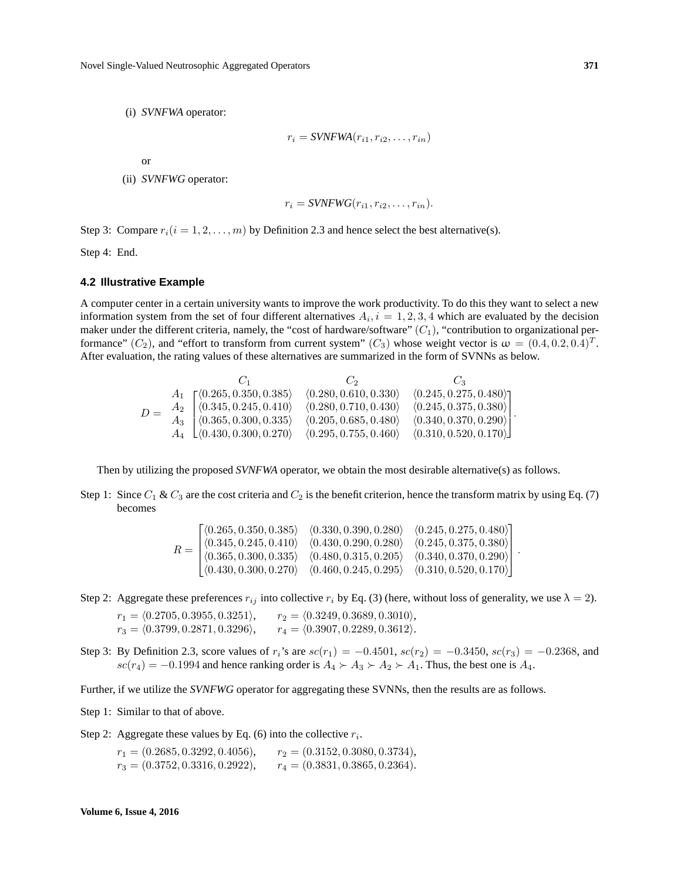(i) *SVNFWA* operator:

$$r_i = \textit{SVNFWA}(r_{i1}, r_{i2}, \ldots, r_{in})$$

or

(ii) *SVNFWG* operator:

$$r_i = \textit{SVNFWG}(r_{i1}, r_{i2}, \ldots, r_{in}).$$

Step 3: Compare $r_i (i = 1, 2, \ldots, m)$ by Definition 2.3 and hence select the best alternative(s).

Step 4: End.

### 4.2 Illustrative Example

A computer center in a certain university wants to improve the work productivity. To do this they want to select a new information system from the set of four different alternatives $A_i, i = 1, 2, 3, 4$ which are evaluated by the decision maker under the different criteria, namely, the "cost of hardware/software" ($C_1$), "contribution to organizational performance" ($C_2$), and "effort to transform from current system" ($C_3$) whose weight vector is $\omega = (0.4, 0.2, 0.4)^T$. After evaluation, the rating values of these alternatives are summarized in the form of SVNNs as below.

$$D = \begin{array}{c} \\ A_1 \\ A_2 \\ A_3 \\ A_4 \end{array} \begin{array}{c} \begin{array}{ccc} \quad C_1 \quad & \quad C_2 \quad & \quad C_3 \quad \end{array} \\ \begin{bmatrix} \langle 0.265, 0.350, 0.385 \rangle & \langle 0.280, 0.610, 0.330 \rangle & \langle 0.245, 0.275, 0.480 \rangle \\ \langle 0.345, 0.245, 0.410 \rangle & \langle 0.280, 0.710, 0.430 \rangle & \langle 0.245, 0.375, 0.380 \rangle \\ \langle 0.365, 0.300, 0.335 \rangle & \langle 0.205, 0.685, 0.480 \rangle & \langle 0.340, 0.370, 0.290 \rangle \\ \langle 0.430, 0.300, 0.270 \rangle & \langle 0.295, 0.755, 0.460 \rangle & \langle 0.310, 0.520, 0.170 \rangle \end{bmatrix} \end{array}.$$

Then by utilizing the proposed *SVNFWA* operator, we obtain the most desirable alternative(s) as follows.

Step 1: Since $C_1$ & $C_3$ are the cost criteria and $C_2$ is the benefit criterion, hence the transform matrix by using Eq. (7) becomes

$$R = \begin{bmatrix} \langle 0.265, 0.350, 0.385 \rangle & \langle 0.330, 0.390, 0.280 \rangle & \langle 0.245, 0.275, 0.480 \rangle \\ \langle 0.345, 0.245, 0.410 \rangle & \langle 0.430, 0.290, 0.280 \rangle & \langle 0.245, 0.375, 0.380 \rangle \\ \langle 0.365, 0.300, 0.335 \rangle & \langle 0.480, 0.315, 0.205 \rangle & \langle 0.340, 0.370, 0.290 \rangle \\ \langle 0.430, 0.300, 0.270 \rangle & \langle 0.460, 0.245, 0.295 \rangle & \langle 0.310, 0.520, 0.170 \rangle \end{bmatrix}.$$

Step 2: Aggregate these preferences $r_{ij}$ into collective $r_i$ by Eq. (3) (here, without loss of generality, we use $\lambda = 2$).

$r_1 = \langle 0.2705, 0.3955, 0.3251 \rangle$, $\quad r_2 = \langle 0.3249, 0.3689, 0.3010 \rangle$,
$r_3 = \langle 0.3799, 0.2871, 0.3296 \rangle$, $\quad r_4 = \langle 0.3907, 0.2289, 0.3612 \rangle$.

Step 3: By Definition 2.3, score values of $r_i$'s are $sc(r_1) = -0.4501$, $sc(r_2) = -0.3450$, $sc(r_3) = -0.2368$, and $sc(r_4) = -0.1994$ and hence ranking order is $A_4 \succ A_3 \succ A_2 \succ A_1$. Thus, the best one is $A_4$.

Further, if we utilize the *SVNFWG* operator for aggregating these SVNNs, then the results are as follows.

Step 1: Similar to that of above.

Step 2: Aggregate these values by Eq. (6) into the collective $r_i$.

$r_1 = (0.2685, 0.3292, 0.4056)$, $\quad r_2 = (0.3152, 0.3080, 0.3734)$,
$r_3 = (0.3752, 0.3316, 0.2922)$, $\quad r_4 = (0.3831, 0.3865, 0.2364)$.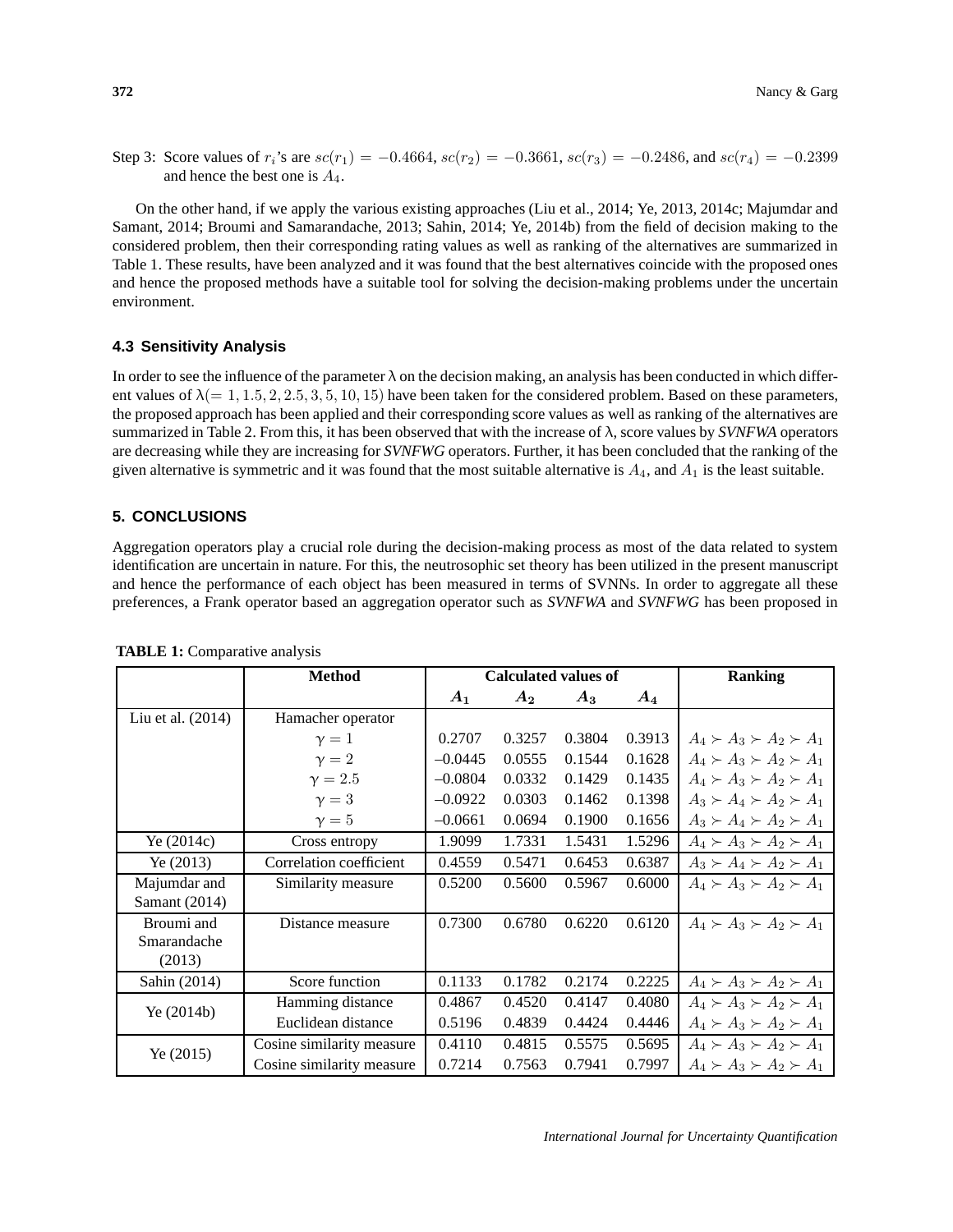Step 3: Score values of $r_i$'s are $sc(r_1) = -0.4664$, $sc(r_2) = -0.3661$, $sc(r_3) = -0.2486$, and $sc(r_4) = -0.2399$ and hence the best one is $A_4$.

On the other hand, if we apply the various existing approaches (Liu et al., 2014; Ye, 2013, 2014c; Majumdar and Samant, 2014; Broumi and Samarandache, 2013; Sahin, 2014; Ye, 2014b) from the field of decision making to the considered problem, then their corresponding rating values as well as ranking of the alternatives are summarized in Table 1. These results, have been analyzed and it was found that the best alternatives coincide with the proposed ones and hence the proposed methods have a suitable tool for solving the decision-making problems under the uncertain environment.

### 4.3 Sensitivity Analysis

In order to see the influence of the parameter λ on the decision making, an analysis has been conducted in which different values of $\lambda (= 1, 1.5, 2, 2.5, 3, 5, 10, 15)$ have been taken for the considered problem. Based on these parameters, the proposed approach has been applied and their corresponding score values as well as ranking of the alternatives are summarized in Table 2. From this, it has been observed that with the increase of λ, score values by *SVNFWA* operators are decreasing while they are increasing for *SVNFWG* operators. Further, it has been concluded that the ranking of the given alternative is symmetric and it was found that the most suitable alternative is $A_4$, and $A_1$ is the least suitable.

## 5. CONCLUSIONS

Aggregation operators play a crucial role during the decision-making process as most of the data related to system identification are uncertain in nature. For this, the neutrosophic set theory has been utilized in the present manuscript and hence the performance of each object has been measured in terms of SVNNs. In order to aggregate all these preferences, a Frank operator based an aggregation operator such as *SVNFWA* and *SVNFWG* has been proposed in

**TABLE 1:** Comparative analysis

| | Method | Calculated values of | | | | Ranking |
|---|---|---|---|---|---|---|
| | | $A_1$ | $A_2$ | $A_3$ | $A_4$ | |
| Liu et al. (2014) | Hamacher operator | | | | | |
| | $\gamma = 1$ | 0.2707 | 0.3257 | 0.3804 | 0.3913 | $A_4 \succ A_3 \succ A_2 \succ A_1$ |
| | $\gamma = 2$ | –0.0445 | 0.0555 | 0.1544 | 0.1628 | $A_4 \succ A_3 \succ A_2 \succ A_1$ |
| | $\gamma = 2.5$ | –0.0804 | 0.0332 | 0.1429 | 0.1435 | $A_4 \succ A_3 \succ A_2 \succ A_1$ |
| | $\gamma = 3$ | –0.0922 | 0.0303 | 0.1462 | 0.1398 | $A_3 \succ A_4 \succ A_2 \succ A_1$ |
| | $\gamma = 5$ | –0.0661 | 0.0694 | 0.1900 | 0.1656 | $A_3 \succ A_4 \succ A_2 \succ A_1$ |
| Ye (2014c) | Cross entropy | 1.9099 | 1.7331 | 1.5431 | 1.5296 | $A_4 \succ A_3 \succ A_2 \succ A_1$ |
| Ye (2013) | Correlation coefficient | 0.4559 | 0.5471 | 0.6453 | 0.6387 | $A_3 \succ A_4 \succ A_2 \succ A_1$ |
| Majumdar and Samant (2014) | Similarity measure | 0.5200 | 0.5600 | 0.5967 | 0.6000 | $A_4 \succ A_3 \succ A_2 \succ A_1$ |
| Broumi and Smarandache (2013) | Distance measure | 0.7300 | 0.6780 | 0.6220 | 0.6120 | $A_4 \succ A_3 \succ A_2 \succ A_1$ |
| Sahin (2014) | Score function | 0.1133 | 0.1782 | 0.2174 | 0.2225 | $A_4 \succ A_3 \succ A_2 \succ A_1$ |
| Ye (2014b) | Hamming distance | 0.4867 | 0.4520 | 0.4147 | 0.4080 | $A_4 \succ A_3 \succ A_2 \succ A_1$ |
| | Euclidean distance | 0.5196 | 0.4839 | 0.4424 | 0.4446 | $A_4 \succ A_3 \succ A_2 \succ A_1$ |
| Ye (2015) | Cosine similarity measure | 0.4110 | 0.4815 | 0.5575 | 0.5695 | $A_4 \succ A_3 \succ A_2 \succ A_1$ |
| | Cosine similarity measure | 0.7214 | 0.7563 | 0.7941 | 0.7997 | $A_4 \succ A_3 \succ A_2 \succ A_1$ |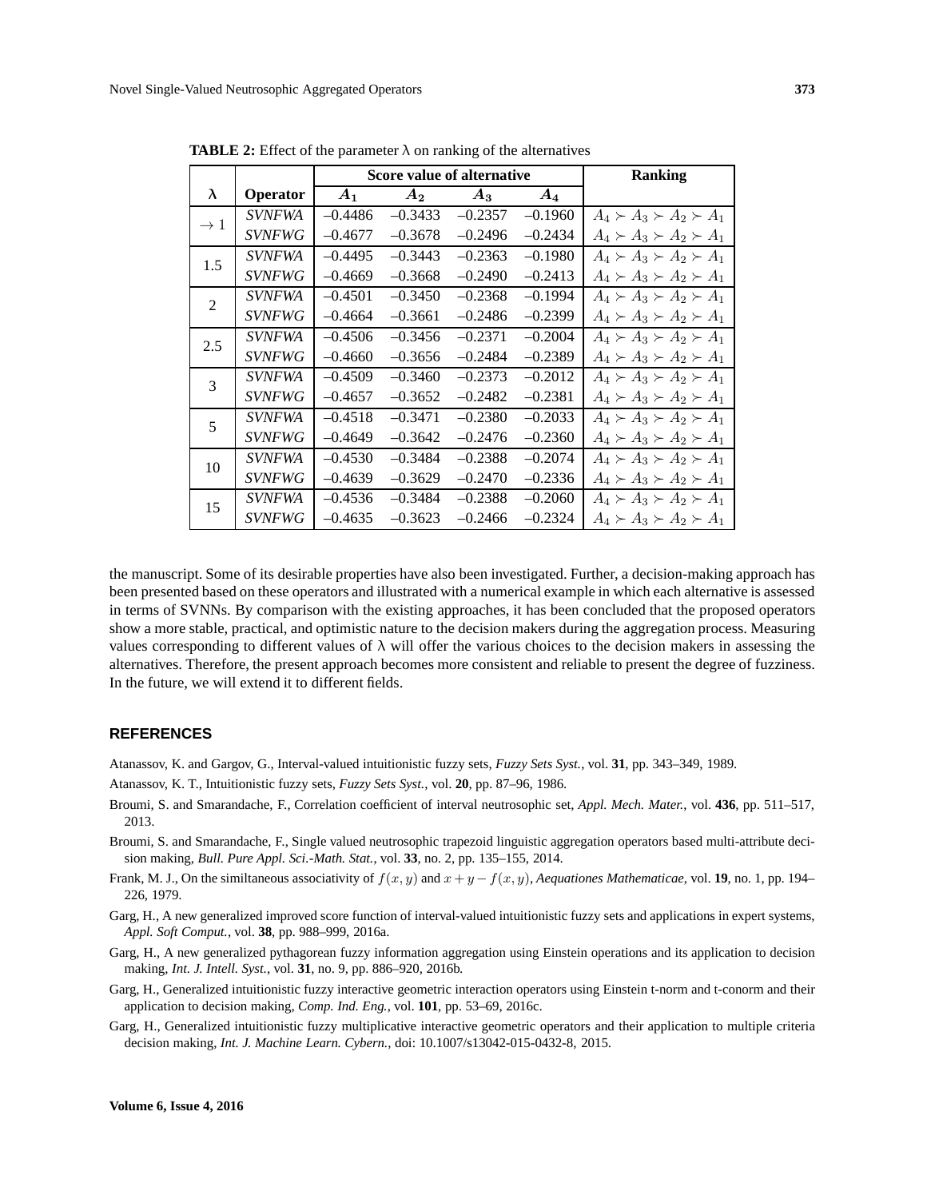**TABLE 2:** Effect of the parameter λ on ranking of the alternatives

| λ | Operator | Score value of alternative | | | | Ranking |
|---|---|---|---|---|---|---|
| | | $A_1$ | $A_2$ | $A_3$ | $A_4$ | |
| $\to 1$ | *SVNFWA* | –0.4486 | –0.3433 | –0.2357 | –0.1960 | $A_4 \succ A_3 \succ A_2 \succ A_1$ |
| | *SVNFWG* | –0.4677 | –0.3678 | –0.2496 | –0.2434 | $A_4 \succ A_3 \succ A_2 \succ A_1$ |
| 1.5 | *SVNFWA* | –0.4495 | –0.3443 | –0.2363 | –0.1980 | $A_4 \succ A_3 \succ A_2 \succ A_1$ |
| | *SVNFWG* | –0.4669 | –0.3668 | –0.2490 | –0.2413 | $A_4 \succ A_3 \succ A_2 \succ A_1$ |
| 2 | *SVNFWA* | –0.4501 | –0.3450 | –0.2368 | –0.1994 | $A_4 \succ A_3 \succ A_2 \succ A_1$ |
| | *SVNFWG* | –0.4664 | –0.3661 | –0.2486 | –0.2399 | $A_4 \succ A_3 \succ A_2 \succ A_1$ |
| 2.5 | *SVNFWA* | –0.4506 | –0.3456 | –0.2371 | –0.2004 | $A_4 \succ A_3 \succ A_2 \succ A_1$ |
| | *SVNFWG* | –0.4660 | –0.3656 | –0.2484 | –0.2389 | $A_4 \succ A_3 \succ A_2 \succ A_1$ |
| 3 | *SVNFWA* | –0.4509 | –0.3460 | –0.2373 | –0.2012 | $A_4 \succ A_3 \succ A_2 \succ A_1$ |
| | *SVNFWG* | –0.4657 | –0.3652 | –0.2482 | –0.2381 | $A_4 \succ A_3 \succ A_2 \succ A_1$ |
| 5 | *SVNFWA* | –0.4518 | –0.3471 | –0.2380 | –0.2033 | $A_4 \succ A_3 \succ A_2 \succ A_1$ |
| | *SVNFWG* | –0.4649 | –0.3642 | –0.2476 | –0.2360 | $A_4 \succ A_3 \succ A_2 \succ A_1$ |
| 10 | *SVNFWA* | –0.4530 | –0.3484 | –0.2388 | –0.2074 | $A_4 \succ A_3 \succ A_2 \succ A_1$ |
| | *SVNFWG* | –0.4639 | –0.3629 | –0.2470 | –0.2336 | $A_4 \succ A_3 \succ A_2 \succ A_1$ |
| 15 | *SVNFWA* | –0.4536 | –0.3484 | –0.2388 | –0.2060 | $A_4 \succ A_3 \succ A_2 \succ A_1$ |
| | *SVNFWG* | –0.4635 | –0.3623 | –0.2466 | –0.2324 | $A_4 \succ A_3 \succ A_2 \succ A_1$ |

the manuscript. Some of its desirable properties have also been investigated. Further, a decision-making approach has been presented based on these operators and illustrated with a numerical example in which each alternative is assessed in terms of SVNNs. By comparison with the existing approaches, it has been concluded that the proposed operators show a more stable, practical, and optimistic nature to the decision makers during the aggregation process. Measuring values corresponding to different values of λ will offer the various choices to the decision makers in assessing the alternatives. Therefore, the present approach becomes more consistent and reliable to present the degree of fuzziness. In the future, we will extend it to different fields.

## REFERENCES

Atanassov, K. and Gargov, G., Interval-valued intuitionistic fuzzy sets, *Fuzzy Sets Syst.*, vol. **31**, pp. 343–349, 1989.

Atanassov, K. T., Intuitionistic fuzzy sets, *Fuzzy Sets Syst.*, vol. **20**, pp. 87–96, 1986.

Broumi, S. and Smarandache, F., Correlation coefficient of interval neutrosophic set, *Appl. Mech. Mater.*, vol. **436**, pp. 511–517, 2013.

Broumi, S. and Smarandache, F., Single valued neutrosophic trapezoid linguistic aggregation operators based multi-attribute decision making, *Bull. Pure Appl. Sci.-Math. Stat.*, vol. **33**, no. 2, pp. 135–155, 2014.

Frank, M. J., On the similtaneous associativity of $f(x, y)$ and $x + y - f(x, y)$, *Aequationes Mathematicae*, vol. **19**, no. 1, pp. 194–226, 1979.

Garg, H., A new generalized improved score function of interval-valued intuitionistic fuzzy sets and applications in expert systems, *Appl. Soft Comput.*, vol. **38**, pp. 988–999, 2016a.

Garg, H., A new generalized pythagorean fuzzy information aggregation using Einstein operations and its application to decision making, *Int. J. Intell. Syst.*, vol. **31**, no. 9, pp. 886–920, 2016b.

Garg, H., Generalized intuitionistic fuzzy interactive geometric interaction operators using Einstein t-norm and t-conorm and their application to decision making, *Comp. Ind. Eng.*, vol. **101**, pp. 53–69, 2016c.

Garg, H., Generalized intuitionistic fuzzy multiplicative interactive geometric operators and their application to multiple criteria decision making, *Int. J. Machine Learn. Cybern.*, doi: 10.1007/s13042-015-0432-8, 2015.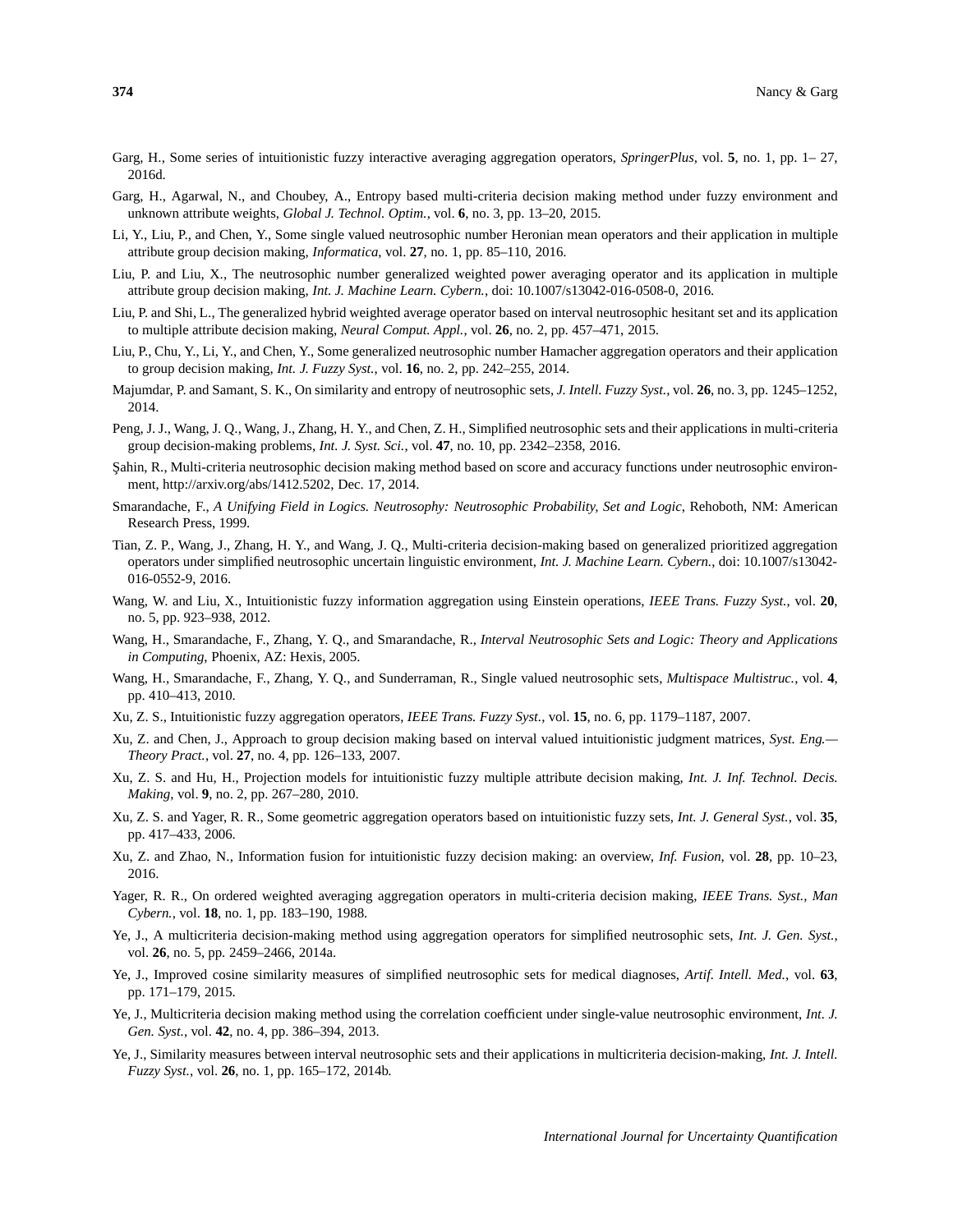Garg, H., Some series of intuitionistic fuzzy interactive averaging aggregation operators, *SpringerPlus*, vol. **5**, no. 1, pp. 1– 27, 2016d.

Garg, H., Agarwal, N., and Choubey, A., Entropy based multi-criteria decision making method under fuzzy environment and unknown attribute weights, *Global J. Technol. Optim.*, vol. **6**, no. 3, pp. 13–20, 2015.

Li, Y., Liu, P., and Chen, Y., Some single valued neutrosophic number Heronian mean operators and their application in multiple attribute group decision making, *Informatica*, vol. **27**, no. 1, pp. 85–110, 2016.

Liu, P. and Liu, X., The neutrosophic number generalized weighted power averaging operator and its application in multiple attribute group decision making, *Int. J. Machine Learn. Cybern.*, doi: 10.1007/s13042-016-0508-0, 2016.

Liu, P. and Shi, L., The generalized hybrid weighted average operator based on interval neutrosophic hesitant set and its application to multiple attribute decision making, *Neural Comput. Appl.*, vol. **26**, no. 2, pp. 457–471, 2015.

Liu, P., Chu, Y., Li, Y., and Chen, Y., Some generalized neutrosophic number Hamacher aggregation operators and their application to group decision making, *Int. J. Fuzzy Syst.*, vol. **16**, no. 2, pp. 242–255, 2014.

Majumdar, P. and Samant, S. K., On similarity and entropy of neutrosophic sets, *J. Intell. Fuzzy Syst.*, vol. **26**, no. 3, pp. 1245–1252, 2014.

Peng, J. J., Wang, J. Q., Wang, J., Zhang, H. Y., and Chen, Z. H., Simplified neutrosophic sets and their applications in multi-criteria group decision-making problems, *Int. J. Syst. Sci.*, vol. **47**, no. 10, pp. 2342–2358, 2016.

Şahin, R., Multi-criteria neutrosophic decision making method based on score and accuracy functions under neutrosophic environment, http://arxiv.org/abs/1412.5202, Dec. 17, 2014.

Smarandache, F., *A Unifying Field in Logics. Neutrosophy: Neutrosophic Probability, Set and Logic*, Rehoboth, NM: American Research Press, 1999.

Tian, Z. P., Wang, J., Zhang, H. Y., and Wang, J. Q., Multi-criteria decision-making based on generalized prioritized aggregation operators under simplified neutrosophic uncertain linguistic environment, *Int. J. Machine Learn. Cybern.*, doi: 10.1007/s13042-016-0552-9, 2016.

Wang, W. and Liu, X., Intuitionistic fuzzy information aggregation using Einstein operations, *IEEE Trans. Fuzzy Syst.*, vol. **20**, no. 5, pp. 923–938, 2012.

Wang, H., Smarandache, F., Zhang, Y. Q., and Smarandache, R., *Interval Neutrosophic Sets and Logic: Theory and Applications in Computing*, Phoenix, AZ: Hexis, 2005.

Wang, H., Smarandache, F., Zhang, Y. Q., and Sunderraman, R., Single valued neutrosophic sets, *Multispace Multistruc.*, vol. **4**, pp. 410–413, 2010.

Xu, Z. S., Intuitionistic fuzzy aggregation operators, *IEEE Trans. Fuzzy Syst.*, vol. **15**, no. 6, pp. 1179–1187, 2007.

Xu, Z. and Chen, J., Approach to group decision making based on interval valued intuitionistic judgment matrices, *Syst. Eng.—Theory Pract.*, vol. **27**, no. 4, pp. 126–133, 2007.

Xu, Z. S. and Hu, H., Projection models for intuitionistic fuzzy multiple attribute decision making, *Int. J. Inf. Technol. Decis. Making*, vol. **9**, no. 2, pp. 267–280, 2010.

Xu, Z. S. and Yager, R. R., Some geometric aggregation operators based on intuitionistic fuzzy sets, *Int. J. General Syst.*, vol. **35**, pp. 417–433, 2006.

Xu, Z. and Zhao, N., Information fusion for intuitionistic fuzzy decision making: an overview, *Inf. Fusion*, vol. **28**, pp. 10–23, 2016.

Yager, R. R., On ordered weighted averaging aggregation operators in multi-criteria decision making, *IEEE Trans. Syst., Man Cybern.*, vol. **18**, no. 1, pp. 183–190, 1988.

Ye, J., A multicriteria decision-making method using aggregation operators for simplified neutrosophic sets, *Int. J. Gen. Syst.*, vol. **26**, no. 5, pp. 2459–2466, 2014a.

Ye, J., Improved cosine similarity measures of simplified neutrosophic sets for medical diagnoses, *Artif. Intell. Med.*, vol. **63**, pp. 171–179, 2015.

Ye, J., Multicriteria decision making method using the correlation coefficient under single-value neutrosophic environment, *Int. J. Gen. Syst.*, vol. **42**, no. 4, pp. 386–394, 2013.

Ye, J., Similarity measures between interval neutrosophic sets and their applications in multicriteria decision-making, *Int. J. Intell. Fuzzy Syst.*, vol. **26**, no. 1, pp. 165–172, 2014b.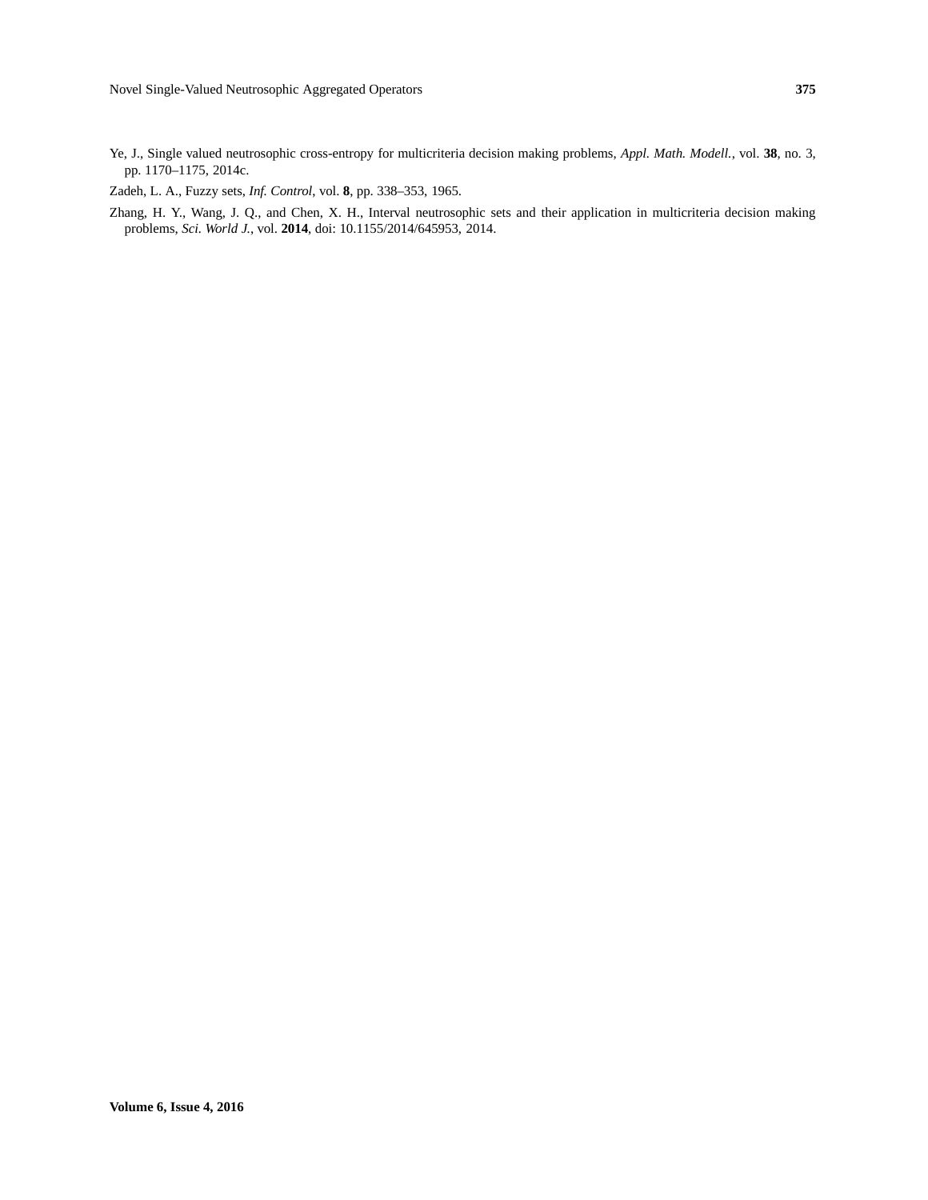Ye, J., Single valued neutrosophic cross-entropy for multicriteria decision making problems, *Appl. Math. Modell.*, vol. **38**, no. 3, pp. 1170–1175, 2014c.

Zadeh, L. A., Fuzzy sets, *Inf. Control*, vol. **8**, pp. 338–353, 1965.

Zhang, H. Y., Wang, J. Q., and Chen, X. H., Interval neutrosophic sets and their application in multicriteria decision making problems, *Sci. World J.*, vol. **2014**, doi: 10.1155/2014/645953, 2014.